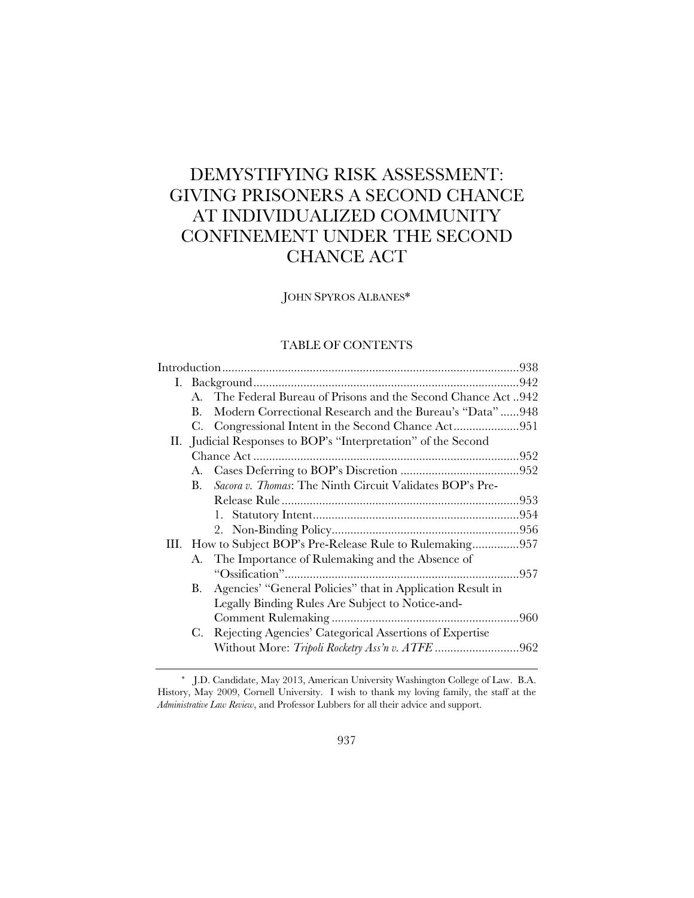# DEMYSTIFYING RISK ASSESSMENT: GIVING PRISONERS A SECOND CHANCE AT INDIVIDUALIZED COMMUNITY CONFINEMENT UNDER THE SECOND CHANCE ACT

JOHN SPYROS ALBANES*

## TABLE OF CONTENTS

Introduction .............................................................................................. 938
- I. Background .................................................................................... 942
  - A. The Federal Bureau of Prisons and the Second Chance Act .. 942
  - B. Modern Correctional Research and the Bureau's "Data" ...... 948
  - C. Congressional Intent in the Second Chance Act ..................... 951
- II. Judicial Responses to BOP's "Interpretation" of the Second Chance Act ..................................................................................... 952
  - A. Cases Deferring to BOP's Discretion ...................................... 952
  - B. *Sacora v. Thomas*: The Ninth Circuit Validates BOP's Pre-Release Rule ............................................................................ 953
    - 1. Statutory Intent .................................................................. 954
    - 2. Non-Binding Policy ............................................................ 956
- III. How to Subject BOP's Pre-Release Rule to Rulemaking ............... 957
  - A. The Importance of Rulemaking and the Absence of "Ossification" ........................................................................... 957
  - B. Agencies' "General Policies" that in Application Result in Legally Binding Rules Are Subject to Notice-and-Comment Rulemaking ............................................................ 960
  - C. Rejecting Agencies' Categorical Assertions of Expertise Without More: *Tripoli Rocketry Ass'n v. ATFE* ........................... 962

\* J.D. Candidate, May 2013, American University Washington College of Law. B.A. History, May 2009, Cornell University. I wish to thank my loving family, the staff at the *Administrative Law Review*, and Professor Lubbers for all their advice and support.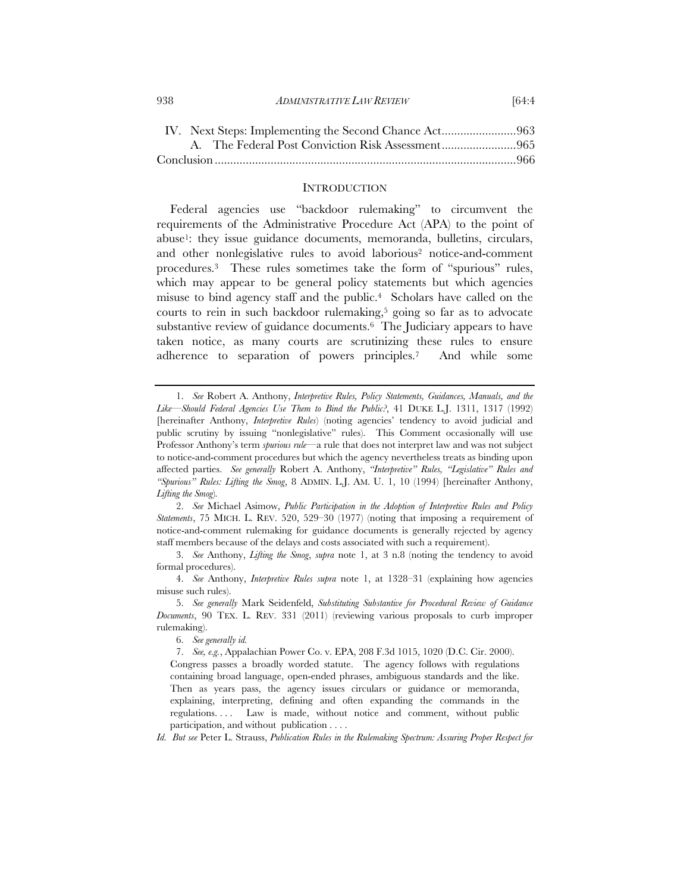IV. Next Steps: Implementing the Second Chance Act........................963
  A. The Federal Post Conviction Risk Assessment........................965
Conclusion................................................................................................966

## INTRODUCTION

Federal agencies use "backdoor rulemaking" to circumvent the requirements of the Administrative Procedure Act (APA) to the point of abuse[1]: they issue guidance documents, memoranda, bulletins, circulars, and other nonlegislative rules to avoid laborious[2] notice-and-comment procedures.[3] These rules sometimes take the form of "spurious" rules, which may appear to be general policy statements but which agencies misuse to bind agency staff and the public.[4] Scholars have called on the courts to rein in such backdoor rulemaking,[5] going so far as to advocate substantive review of guidance documents.[6] The Judiciary appears to have taken notice, as many courts are scrutinizing these rules to ensure adherence to separation of powers principles.[7] And while some

---

1. *See* Robert A. Anthony, *Interpretive Rules, Policy Statements, Guidances, Manuals, and the Like—Should Federal Agencies Use Them to Bind the Public?*, 41 DUKE L.J. 1311, 1317 (1992) [hereinafter Anthony, *Interpretive Rules*] (noting agencies' tendency to avoid judicial and public scrutiny by issuing "nonlegislative" rules). This Comment occasionally will use Professor Anthony's term *spurious rule*—a rule that does not interpret law and was not subject to notice-and-comment procedures but which the agency nevertheless treats as binding upon affected parties. *See generally* Robert A. Anthony, *"Interpretive" Rules, "Legislative" Rules and "Spurious" Rules: Lifting the Smog*, 8 ADMIN. L.J. AM. U. 1, 10 (1994) [hereinafter Anthony, *Lifting the Smog*].

2. *See* Michael Asimow, *Public Participation in the Adoption of Interpretive Rules and Policy Statements*, 75 MICH. L. REV. 520, 529–30 (1977) (noting that imposing a requirement of notice-and-comment rulemaking for guidance documents is generally rejected by agency staff members because of the delays and costs associated with such a requirement).

3. *See* Anthony, *Lifting the Smog*, *supra* note 1, at 3 n.8 (noting the tendency to avoid formal procedures).

4. *See* Anthony, *Interpretive Rules supra* note 1, at 1328–31 (explaining how agencies misuse such rules).

5. *See generally* Mark Seidenfeld, *Substituting Substantive for Procedural Review of Guidance Documents*, 90 TEX. L. REV. 331 (2011) (reviewing various proposals to curb improper rulemaking).

6. *See generally id.*

7. *See, e.g.*, Appalachian Power Co. v. EPA, 208 F.3d 1015, 1020 (D.C. Cir. 2000).

> Congress passes a broadly worded statute. The agency follows with regulations containing broad language, open-ended phrases, ambiguous standards and the like. Then as years pass, the agency issues circulars or guidance or memoranda, explaining, interpreting, defining and often expanding the commands in the regulations. . . . Law is made, without notice and comment, without public participation, and without publication . . . .

*Id. But see* Peter L. Strauss, *Publication Rules in the Rulemaking Spectrum: Assuring Proper Respect for*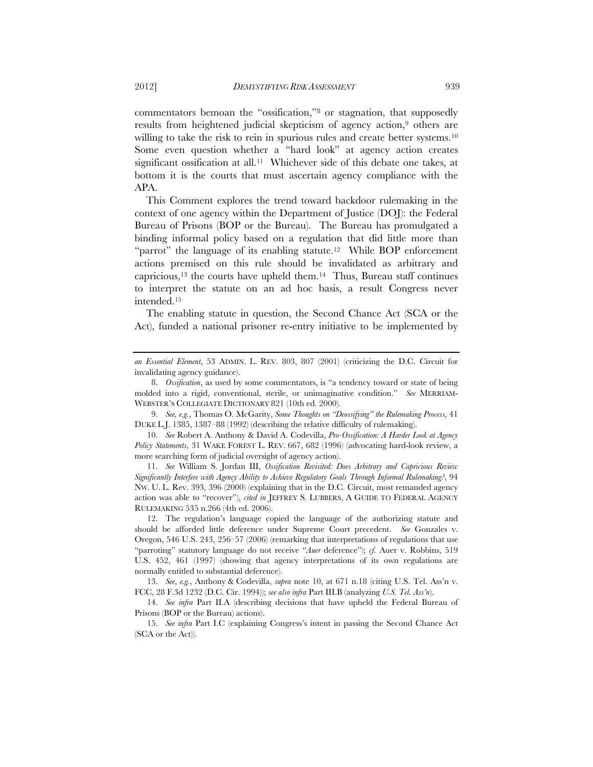commentators bemoan the "ossification,"[8] or stagnation, that supposedly results from heightened judicial skepticism of agency action,[9] others are willing to take the risk to rein in spurious rules and create better systems.[10] Some even question whether a "hard look" at agency action creates significant ossification at all.[11] Whichever side of this debate one takes, at bottom it is the courts that must ascertain agency compliance with the APA.

This Comment explores the trend toward backdoor rulemaking in the context of one agency within the Department of Justice (DOJ): the Federal Bureau of Prisons (BOP or the Bureau). The Bureau has promulgated a binding informal policy based on a regulation that did little more than "parrot" the language of its enabling statute.[12] While BOP enforcement actions premised on this rule should be invalidated as arbitrary and capricious,[13] the courts have upheld them.[14] Thus, Bureau staff continues to interpret the statute on an ad hoc basis, a result Congress never intended.[15]

The enabling statute in question, the Second Chance Act (SCA or the Act), funded a national prisoner re-entry initiative to be implemented by

---

*an Essential Element*, 53 ADMIN. L. REV. 803, 807 (2001) (criticizing the D.C. Circuit for invalidating agency guidance).

8. *Ossification*, as used by some commentators, is "a tendency toward or state of being molded into a rigid, conventional, sterile, or unimaginative condition." *See* MERRIAM-WEBSTER'S COLLEGIATE DICTIONARY 821 (10th ed. 2000).

9. *See, e.g.*, Thomas O. McGarity, *Some Thoughts on "Deossifying" the Rulemaking Process*, 41 DUKE L.J. 1385, 1387–88 (1992) (describing the relative difficulty of rulemaking).

10. *See* Robert A. Anthony & David A. Codevilla, *Pro-Ossification: A Harder Look at Agency Policy Statements*, 31 WAKE FOREST L. REV. 667, 682 (1996) (advocating hard-look review, a more searching form of judicial oversight of agency action).

11. *See* William S. Jordan III, *Ossification Revisited: Does Arbitrary and Capricious Review Significantly Interfere with Agency Ability to Achieve Regulatory Goals Through Informal Rulemaking?*, 94 NW. U. L. Rev. 393, 396 (2000) (explaining that in the D.C. Circuit, most remanded agency action was able to "recover"), *cited in* JEFFREY S. LUBBERS, A GUIDE TO FEDERAL AGENCY RULEMAKING 535 n.266 (4th ed. 2006).

12. The regulation's language copied the language of the authorizing statute and should be afforded little deference under Supreme Court precedent. *See* Gonzales v. Oregon, 546 U.S. 243, 256–57 (2006) (remarking that interpretations of regulations that use "parroting" statutory language do not receive "*Auer* deference"); *cf.* Auer v. Robbins, 519 U.S. 452, 461 (1997) (showing that agency interpretations of its own regulations are normally entitled to substantial deference).

13. *See, e.g.*, Anthony & Codevilla, *supra* note 10, at 671 n.18 (citing U.S. Tel. Ass'n v. FCC, 28 F.3d 1232 (D.C. Cir. 1994)); *see also infra* Part III.B (analyzing *U.S. Tel. Ass'n*).

14. *See infra* Part II.A (describing decisions that have upheld the Federal Bureau of Prisons (BOP or the Bureau) actions).

15. *See infra* Part I.C (explaining Congress's intent in passing the Second Chance Act (SCA or the Act)).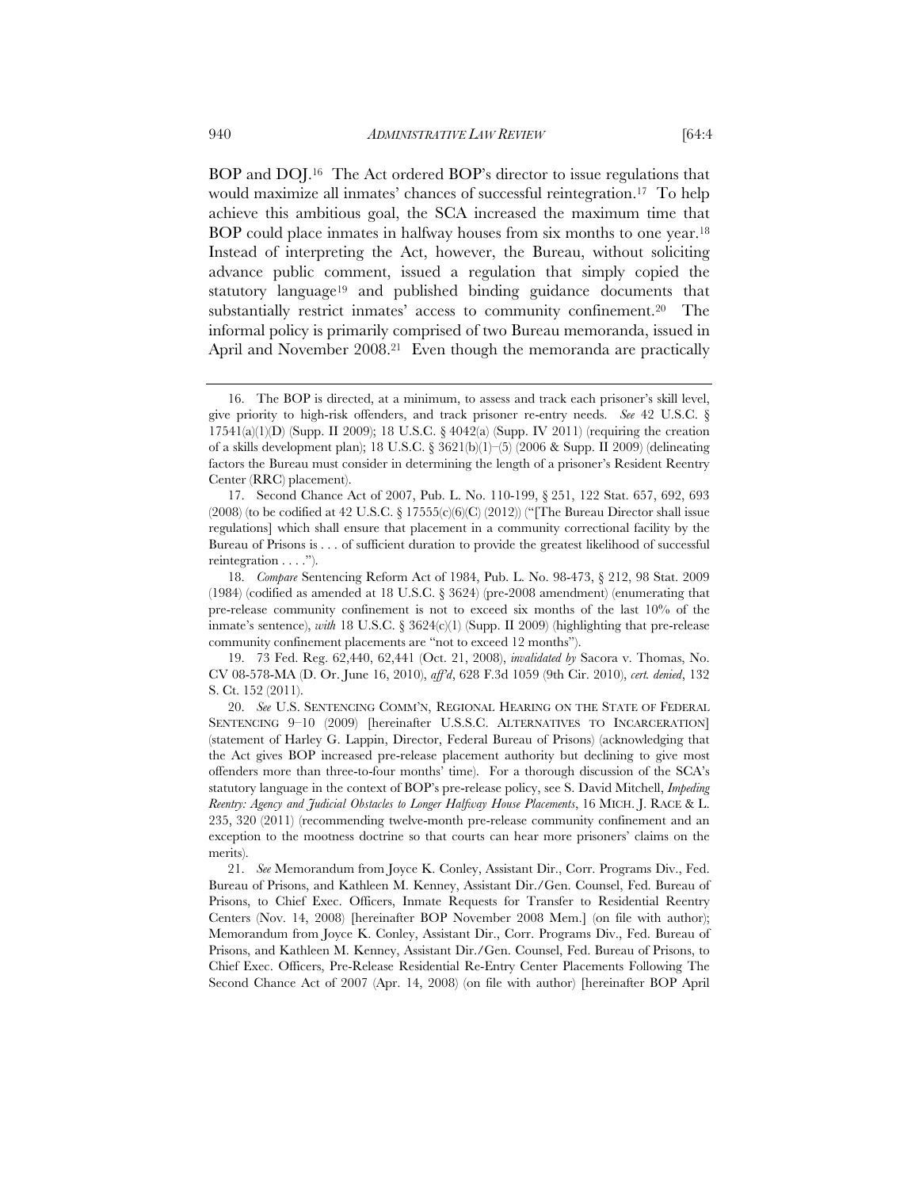BOP and DOJ.[16] The Act ordered BOP's director to issue regulations that would maximize all inmates' chances of successful reintegration.[17] To help achieve this ambitious goal, the SCA increased the maximum time that BOP could place inmates in halfway houses from six months to one year.[18] Instead of interpreting the Act, however, the Bureau, without soliciting advance public comment, issued a regulation that simply copied the statutory language[19] and published binding guidance documents that substantially restrict inmates' access to community confinement.[20] The informal policy is primarily comprised of two Bureau memoranda, issued in April and November 2008.[21] Even though the memoranda are practically

---

16. The BOP is directed, at a minimum, to assess and track each prisoner's skill level, give priority to high-risk offenders, and track prisoner re-entry needs. *See* 42 U.S.C. § 17541(a)(1)(D) (Supp. II 2009); 18 U.S.C. § 4042(a) (Supp. IV 2011) (requiring the creation of a skills development plan); 18 U.S.C. § 3621(b)(1)–(5) (2006 & Supp. II 2009) (delineating factors the Bureau must consider in determining the length of a prisoner's Resident Reentry Center (RRC) placement).

17. Second Chance Act of 2007, Pub. L. No. 110-199, § 251, 122 Stat. 657, 692, 693 (2008) (to be codified at 42 U.S.C. § 17555(c)(6)(C) (2012)) ("[The Bureau Director shall issue regulations] which shall ensure that placement in a community correctional facility by the Bureau of Prisons is . . . of sufficient duration to provide the greatest likelihood of successful reintegration . . . .").

18. *Compare* Sentencing Reform Act of 1984, Pub. L. No. 98-473, § 212, 98 Stat. 2009 (1984) (codified as amended at 18 U.S.C. § 3624) (pre-2008 amendment) (enumerating that pre-release community confinement is not to exceed six months of the last 10% of the inmate's sentence), *with* 18 U.S.C. § 3624(c)(1) (Supp. II 2009) (highlighting that pre-release community confinement placements are "not to exceed 12 months").

19. 73 Fed. Reg. 62,440, 62,441 (Oct. 21, 2008), *invalidated by* Sacora v. Thomas, No. CV 08-578-MA (D. Or. June 16, 2010), *aff'd*, 628 F.3d 1059 (9th Cir. 2010), *cert. denied*, 132 S. Ct. 152 (2011).

20. *See* U.S. SENTENCING COMM'N, REGIONAL HEARING ON THE STATE OF FEDERAL SENTENCING 9–10 (2009) [hereinafter U.S.S.C. ALTERNATIVES TO INCARCERATION] (statement of Harley G. Lappin, Director, Federal Bureau of Prisons) (acknowledging that the Act gives BOP increased pre-release placement authority but declining to give most offenders more than three-to-four months' time). For a thorough discussion of the SCA's statutory language in the context of BOP's pre-release policy, see S. David Mitchell, *Impeding Reentry: Agency and Judicial Obstacles to Longer Halfway House Placements*, 16 MICH. J. RACE & L. 235, 320 (2011) (recommending twelve-month pre-release community confinement and an exception to the mootness doctrine so that courts can hear more prisoners' claims on the merits).

21. *See* Memorandum from Joyce K. Conley, Assistant Dir., Corr. Programs Div., Fed. Bureau of Prisons, and Kathleen M. Kenney, Assistant Dir./Gen. Counsel, Fed. Bureau of Prisons, to Chief Exec. Officers, Inmate Requests for Transfer to Residential Reentry Centers (Nov. 14, 2008) [hereinafter BOP November 2008 Mem.] (on file with author); Memorandum from Joyce K. Conley, Assistant Dir., Corr. Programs Div., Fed. Bureau of Prisons, and Kathleen M. Kenney, Assistant Dir./Gen. Counsel, Fed. Bureau of Prisons, to Chief Exec. Officers, Pre-Release Residential Re-Entry Center Placements Following The Second Chance Act of 2007 (Apr. 14, 2008) (on file with author) [hereinafter BOP April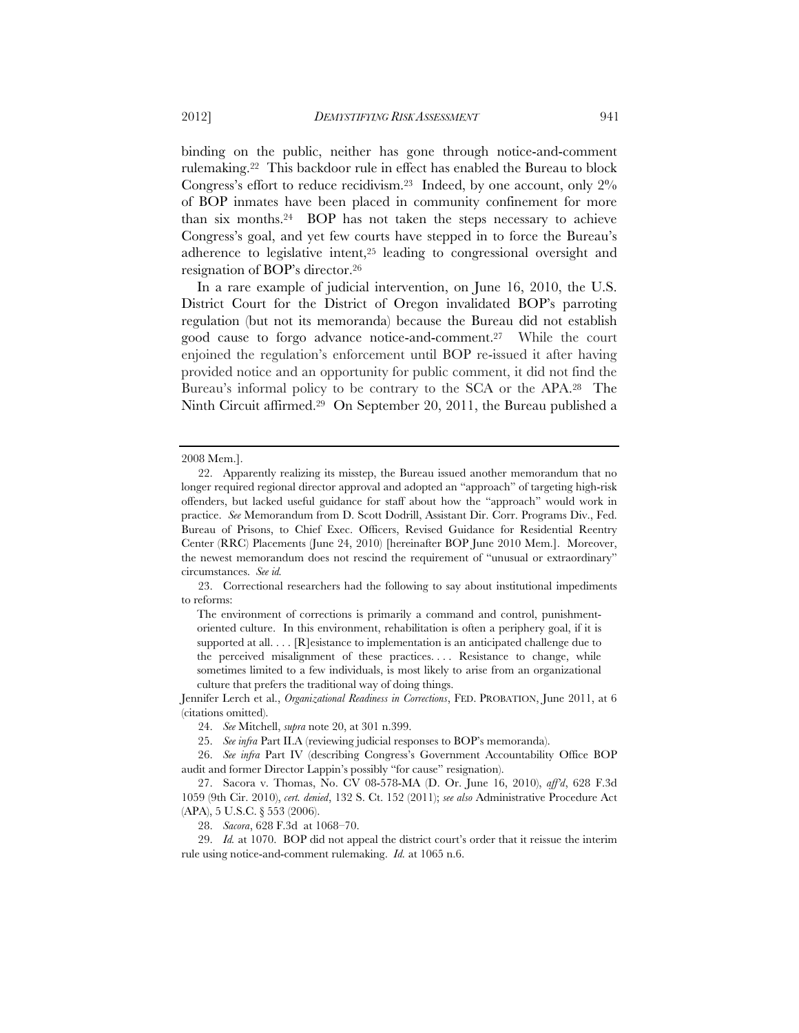binding on the public, neither has gone through notice-and-comment rulemaking.[22] This backdoor rule in effect has enabled the Bureau to block Congress's effort to reduce recidivism.[23] Indeed, by one account, only 2% of BOP inmates have been placed in community confinement for more than six months.[24] BOP has not taken the steps necessary to achieve Congress's goal, and yet few courts have stepped in to force the Bureau's adherence to legislative intent,[25] leading to congressional oversight and resignation of BOP's director.[26]

In a rare example of judicial intervention, on June 16, 2010, the U.S. District Court for the District of Oregon invalidated BOP's parroting regulation (but not its memoranda) because the Bureau did not establish good cause to forgo advance notice-and-comment.[27] While the court enjoined the regulation's enforcement until BOP re-issued it after having provided notice and an opportunity for public comment, it did not find the Bureau's informal policy to be contrary to the SCA or the APA.[28] The Ninth Circuit affirmed.[29] On September 20, 2011, the Bureau published a

---

2008 Mem.].

22. Apparently realizing its misstep, the Bureau issued another memorandum that no longer required regional director approval and adopted an "approach" of targeting high-risk offenders, but lacked useful guidance for staff about how the "approach" would work in practice. *See* Memorandum from D. Scott Dodrill, Assistant Dir. Corr. Programs Div., Fed. Bureau of Prisons, to Chief Exec. Officers, Revised Guidance for Residential Reentry Center (RRC) Placements (June 24, 2010) [hereinafter BOP June 2010 Mem.]. Moreover, the newest memorandum does not rescind the requirement of "unusual or extraordinary" circumstances. *See id.*

23. Correctional researchers had the following to say about institutional impediments to reforms:

> The environment of corrections is primarily a command and control, punishment-oriented culture. In this environment, rehabilitation is often a periphery goal, if it is supported at all. . . . [R]esistance to implementation is an anticipated challenge due to the perceived misalignment of these practices. . . . Resistance to change, while sometimes limited to a few individuals, is most likely to arise from an organizational culture that prefers the traditional way of doing things.

Jennifer Lerch et al., *Organizational Readiness in Corrections*, FED. PROBATION, June 2011, at 6 (citations omitted).

24. *See* Mitchell, *supra* note 20, at 301 n.399.

25. *See infra* Part II.A (reviewing judicial responses to BOP's memoranda).

26. *See infra* Part IV (describing Congress's Government Accountability Office BOP audit and former Director Lappin's possibly "for cause" resignation).

27. Sacora v. Thomas, No. CV 08-578-MA (D. Or. June 16, 2010), *aff'd*, 628 F.3d 1059 (9th Cir. 2010), *cert. denied*, 132 S. Ct. 152 (2011); *see also* Administrative Procedure Act (APA), 5 U.S.C. § 553 (2006).

28. *Sacora*, 628 F.3d at 1068–70.

29. *Id.* at 1070. BOP did not appeal the district court's order that it reissue the interim rule using notice-and-comment rulemaking. *Id.* at 1065 n.6.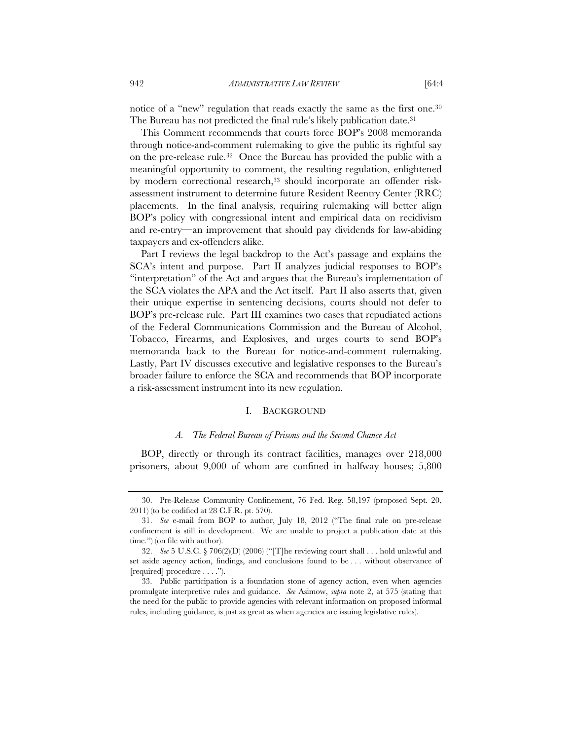notice of a "new" regulation that reads exactly the same as the first one.[30] The Bureau has not predicted the final rule's likely publication date.[31]

This Comment recommends that courts force BOP's 2008 memoranda through notice-and-comment rulemaking to give the public its rightful say on the pre-release rule.[32] Once the Bureau has provided the public with a meaningful opportunity to comment, the resulting regulation, enlightened by modern correctional research,[33] should incorporate an offender risk-assessment instrument to determine future Resident Reentry Center (RRC) placements. In the final analysis, requiring rulemaking will better align BOP's policy with congressional intent and empirical data on recidivism and re-entry—an improvement that should pay dividends for law-abiding taxpayers and ex-offenders alike.

Part I reviews the legal backdrop to the Act's passage and explains the SCA's intent and purpose. Part II analyzes judicial responses to BOP's "interpretation" of the Act and argues that the Bureau's implementation of the SCA violates the APA and the Act itself. Part II also asserts that, given their unique expertise in sentencing decisions, courts should not defer to BOP's pre-release rule. Part III examines two cases that repudiated actions of the Federal Communications Commission and the Bureau of Alcohol, Tobacco, Firearms, and Explosives, and urges courts to send BOP's memoranda back to the Bureau for notice-and-comment rulemaking. Lastly, Part IV discusses executive and legislative responses to the Bureau's broader failure to enforce the SCA and recommends that BOP incorporate a risk-assessment instrument into its new regulation.

## I. BACKGROUND

### *A. The Federal Bureau of Prisons and the Second Chance Act*

BOP, directly or through its contract facilities, manages over 218,000 prisoners, about 9,000 of whom are confined in halfway houses; 5,800

---

30. Pre-Release Community Confinement, 76 Fed. Reg. 58,197 (proposed Sept. 20, 2011) (to be codified at 28 C.F.R. pt. 570).

31. *See* e-mail from BOP to author, July 18, 2012 ("The final rule on pre-release confinement is still in development. We are unable to project a publication date at this time.") (on file with author).

32. *See* 5 U.S.C. § 706(2)(D) (2006) ("[T]he reviewing court shall . . . hold unlawful and set aside agency action, findings, and conclusions found to be . . . without observance of [required] procedure . . . .").

33. Public participation is a foundation stone of agency action, even when agencies promulgate interpretive rules and guidance. *See* Asimow, *supra* note 2, at 575 (stating that the need for the public to provide agencies with relevant information on proposed informal rules, including guidance, is just as great as when agencies are issuing legislative rules).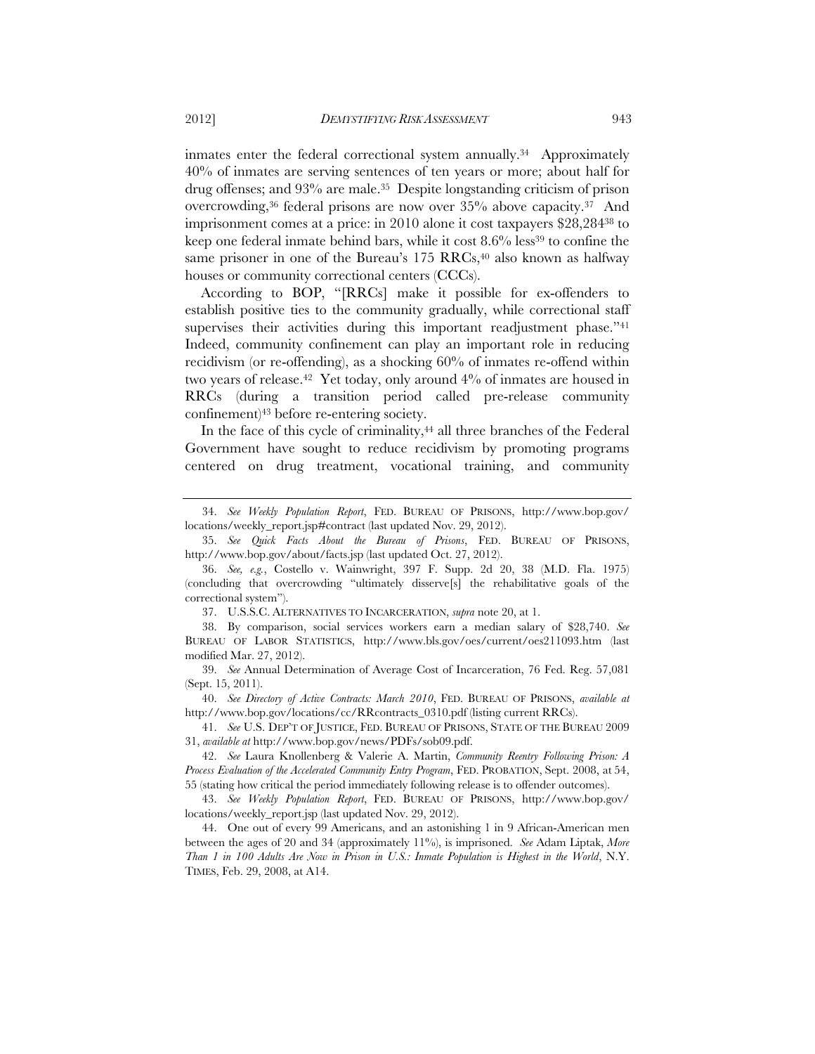inmates enter the federal correctional system annually.[34] Approximately 40% of inmates are serving sentences of ten years or more; about half for drug offenses; and 93% are male.[35] Despite longstanding criticism of prison overcrowding,[36] federal prisons are now over 35% above capacity.[37] And imprisonment comes at a price: in 2010 alone it cost taxpayers $28,284[38] to keep one federal inmate behind bars, while it cost 8.6% less[39] to confine the same prisoner in one of the Bureau's 175 RRCs,[40] also known as halfway houses or community correctional centers (CCCs).

According to BOP, "[RRCs] make it possible for ex-offenders to establish positive ties to the community gradually, while correctional staff supervises their activities during this important readjustment phase."[41] Indeed, community confinement can play an important role in reducing recidivism (or re-offending), as a shocking 60% of inmates re-offend within two years of release.[42] Yet today, only around 4% of inmates are housed in RRCs (during a transition period called pre-release community confinement)[43] before re-entering society.

In the face of this cycle of criminality,[44] all three branches of the Federal Government have sought to reduce recidivism by promoting programs centered on drug treatment, vocational training, and community

---

34. *See Weekly Population Report*, FED. BUREAU OF PRISONS, http://www.bop.gov/locations/weekly_report.jsp#contract (last updated Nov. 29, 2012).

35. *See Quick Facts About the Bureau of Prisons*, FED. BUREAU OF PRISONS, http://www.bop.gov/about/facts.jsp (last updated Oct. 27, 2012).

36. *See, e.g.*, Costello v. Wainwright, 397 F. Supp. 2d 20, 38 (M.D. Fla. 1975) (concluding that overcrowding "ultimately disserve[s] the rehabilitative goals of the correctional system").

37. U.S.S.C. ALTERNATIVES TO INCARCERATION, *supra* note 20, at 1.

38. By comparison, social services workers earn a median salary of $28,740. *See* BUREAU OF LABOR STATISTICS, http://www.bls.gov/oes/current/oes211093.htm (last modified Mar. 27, 2012).

39. *See* Annual Determination of Average Cost of Incarceration, 76 Fed. Reg. 57,081 (Sept. 15, 2011).

40. *See Directory of Active Contracts: March 2010*, FED. BUREAU OF PRISONS, *available at* http://www.bop.gov/locations/cc/RRcontracts_0310.pdf (listing current RRCs).

41. *See* U.S. DEP'T OF JUSTICE, FED. BUREAU OF PRISONS, STATE OF THE BUREAU 2009 31, *available at* http://www.bop.gov/news/PDFs/sob09.pdf.

42. *See* Laura Knollenberg & Valerie A. Martin, *Community Reentry Following Prison: A Process Evaluation of the Accelerated Community Entry Program*, FED. PROBATION, Sept. 2008, at 54, 55 (stating how critical the period immediately following release is to offender outcomes).

43. *See Weekly Population Report*, FED. BUREAU OF PRISONS, http://www.bop.gov/locations/weekly_report.jsp (last updated Nov. 29, 2012).

44. One out of every 99 Americans, and an astonishing 1 in 9 African-American men between the ages of 20 and 34 (approximately 11%), is imprisoned. *See* Adam Liptak, *More Than 1 in 100 Adults Are Now in Prison in U.S.: Inmate Population is Highest in the World*, N.Y. TIMES, Feb. 29, 2008, at A14.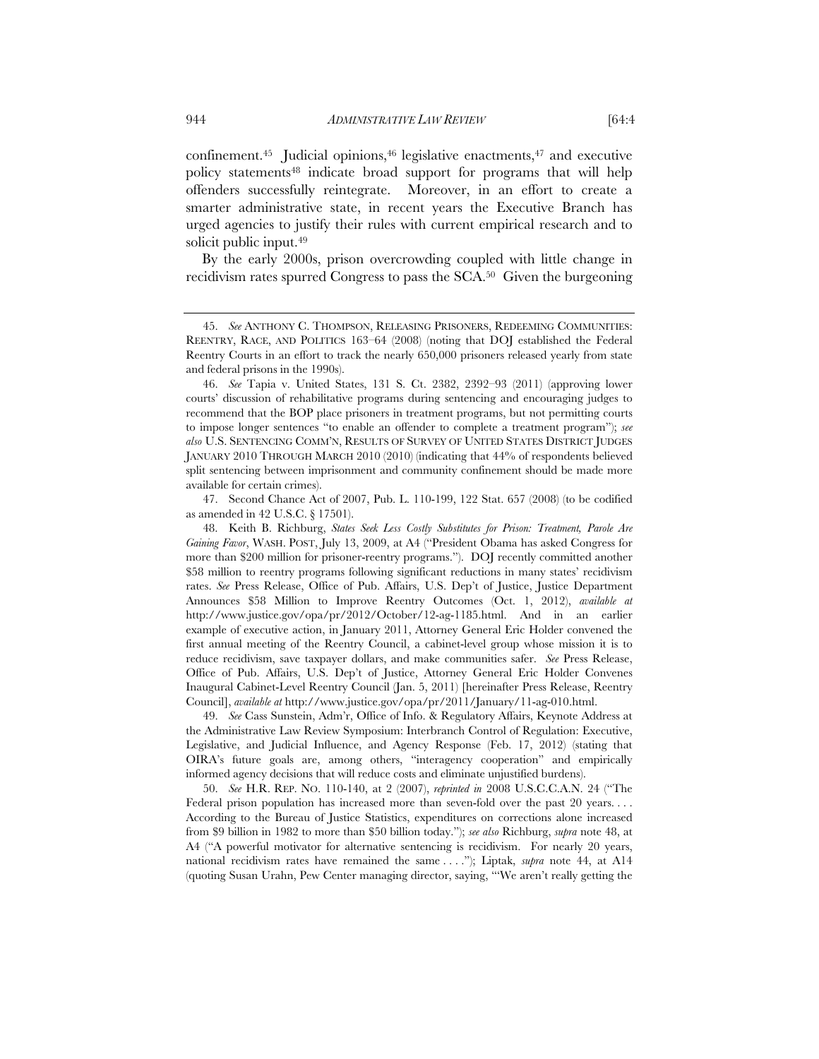confinement.[45] Judicial opinions,[46] legislative enactments,[47] and executive policy statements[48] indicate broad support for programs that will help offenders successfully reintegrate. Moreover, in an effort to create a smarter administrative state, in recent years the Executive Branch has urged agencies to justify their rules with current empirical research and to solicit public input.[49]

By the early 2000s, prison overcrowding coupled with little change in recidivism rates spurred Congress to pass the SCA.[50] Given the burgeoning

---

45. *See* ANTHONY C. THOMPSON, RELEASING PRISONERS, REDEEMING COMMUNITIES: REENTRY, RACE, AND POLITICS 163–64 (2008) (noting that DOJ established the Federal Reentry Courts in an effort to track the nearly 650,000 prisoners released yearly from state and federal prisons in the 1990s).

46. *See* Tapia v. United States, 131 S. Ct. 2382, 2392–93 (2011) (approving lower courts' discussion of rehabilitative programs during sentencing and encouraging judges to recommend that the BOP place prisoners in treatment programs, but not permitting courts to impose longer sentences "to enable an offender to complete a treatment program"); *see also* U.S. SENTENCING COMM'N, RESULTS OF SURVEY OF UNITED STATES DISTRICT JUDGES JANUARY 2010 THROUGH MARCH 2010 (2010) (indicating that 44% of respondents believed split sentencing between imprisonment and community confinement should be made more available for certain crimes).

47. Second Chance Act of 2007, Pub. L. 110-199, 122 Stat. 657 (2008) (to be codified as amended in 42 U.S.C. § 17501).

48. Keith B. Richburg, *States Seek Less Costly Substitutes for Prison: Treatment, Parole Are Gaining Favor*, WASH. POST, July 13, 2009, at A4 ("President Obama has asked Congress for more than $200 million for prisoner-reentry programs."). DOJ recently committed another $58 million to reentry programs following significant reductions in many states' recidivism rates. *See* Press Release, Office of Pub. Affairs, U.S. Dep't of Justice, Justice Department Announces $58 Million to Improve Reentry Outcomes (Oct. 1, 2012), *available at* http://www.justice.gov/opa/pr/2012/October/12-ag-1185.html. And in an earlier example of executive action, in January 2011, Attorney General Eric Holder convened the first annual meeting of the Reentry Council, a cabinet-level group whose mission it is to reduce recidivism, save taxpayer dollars, and make communities safer. *See* Press Release, Office of Pub. Affairs, U.S. Dep't of Justice, Attorney General Eric Holder Convenes Inaugural Cabinet-Level Reentry Council (Jan. 5, 2011) [hereinafter Press Release, Reentry Council], *available at* http://www.justice.gov/opa/pr/2011/January/11-ag-010.html.

49. *See* Cass Sunstein, Adm'r, Office of Info. & Regulatory Affairs, Keynote Address at the Administrative Law Review Symposium: Interbranch Control of Regulation: Executive, Legislative, and Judicial Influence, and Agency Response (Feb. 17, 2012) (stating that OIRA's future goals are, among others, "interagency cooperation" and empirically informed agency decisions that will reduce costs and eliminate unjustified burdens).

50. *See* H.R. REP. NO. 110-140, at 2 (2007), *reprinted in* 2008 U.S.C.C.A.N. 24 ("The Federal prison population has increased more than seven-fold over the past 20 years. . . . According to the Bureau of Justice Statistics, expenditures on corrections alone increased from $9 billion in 1982 to more than $50 billion today."); *see also* Richburg, *supra* note 48, at A4 ("A powerful motivator for alternative sentencing is recidivism. For nearly 20 years, national recidivism rates have remained the same . . . ."); Liptak, *supra* note 44, at A14 (quoting Susan Urahn, Pew Center managing director, saying, "'We aren't really getting the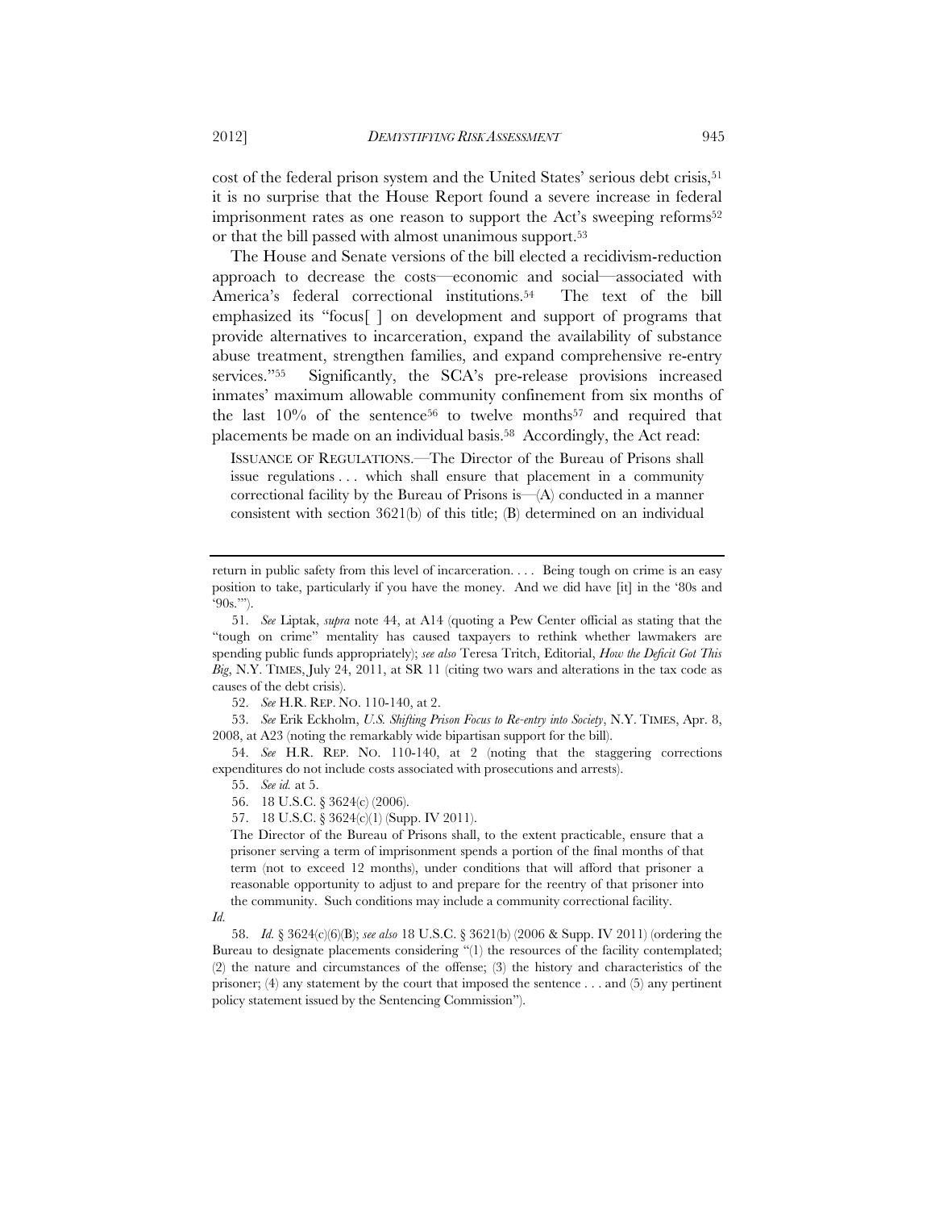cost of the federal prison system and the United States' serious debt crisis,[51] it is no surprise that the House Report found a severe increase in federal imprisonment rates as one reason to support the Act's sweeping reforms[52] or that the bill passed with almost unanimous support.[53]

The House and Senate versions of the bill elected a recidivism-reduction approach to decrease the costs—economic and social—associated with America's federal correctional institutions.[54] The text of the bill emphasized its "focus[ ] on development and support of programs that provide alternatives to incarceration, expand the availability of substance abuse treatment, strengthen families, and expand comprehensive re-entry services."[55] Significantly, the SCA's pre-release provisions increased inmates' maximum allowable community confinement from six months of the last 10% of the sentence[56] to twelve months[57] and required that placements be made on an individual basis.[58] Accordingly, the Act read:

> ISSUANCE OF REGULATIONS.—The Director of the Bureau of Prisons shall issue regulations . . . which shall ensure that placement in a community correctional facility by the Bureau of Prisons is—(A) conducted in a manner consistent with section 3621(b) of this title; (B) determined on an individual

---

return in public safety from this level of incarceration. . . . Being tough on crime is an easy position to take, particularly if you have the money. And we did have [it] in the '80s and '90s.'").

51. *See* Liptak, *supra* note 44, at A14 (quoting a Pew Center official as stating that the "tough on crime" mentality has caused taxpayers to rethink whether lawmakers are spending public funds appropriately); *see also* Teresa Tritch, Editorial, *How the Deficit Got This Big*, N.Y. TIMES, July 24, 2011, at SR 11 (citing two wars and alterations in the tax code as causes of the debt crisis).

52. *See* H.R. REP. NO. 110-140, at 2.

53. *See* Erik Eckholm, *U.S. Shifting Prison Focus to Re-entry into Society*, N.Y. TIMES, Apr. 8, 2008, at A23 (noting the remarkably wide bipartisan support for the bill).

54. *See* H.R. REP. NO. 110-140, at 2 (noting that the staggering corrections expenditures do not include costs associated with prosecutions and arrests).

55. *See id.* at 5.

56. 18 U.S.C. § 3624(c) (2006).

57. 18 U.S.C. § 3624(c)(1) (Supp. IV 2011).

> The Director of the Bureau of Prisons shall, to the extent practicable, ensure that a prisoner serving a term of imprisonment spends a portion of the final months of that term (not to exceed 12 months), under conditions that will afford that prisoner a reasonable opportunity to adjust to and prepare for the reentry of that prisoner into the community. Such conditions may include a community correctional facility.

*Id.*

58. *Id.* § 3624(c)(6)(B); *see also* 18 U.S.C. § 3621(b) (2006 & Supp. IV 2011) (ordering the Bureau to designate placements considering "(1) the resources of the facility contemplated; (2) the nature and circumstances of the offense; (3) the history and characteristics of the prisoner; (4) any statement by the court that imposed the sentence . . . and (5) any pertinent policy statement issued by the Sentencing Commission").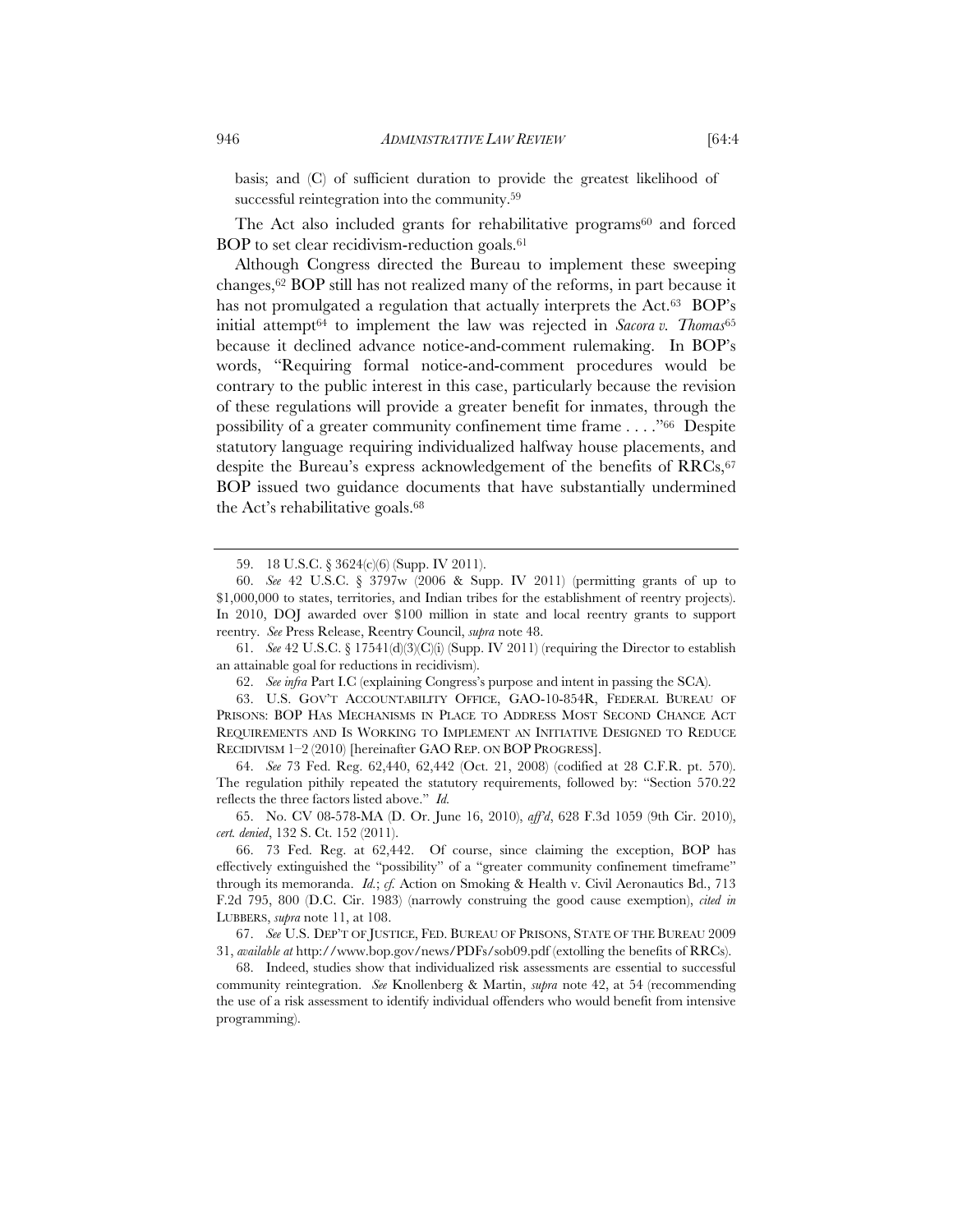basis; and (C) of sufficient duration to provide the greatest likelihood of successful reintegration into the community.[59]

The Act also included grants for rehabilitative programs[60] and forced BOP to set clear recidivism-reduction goals.[61]

Although Congress directed the Bureau to implement these sweeping changes,[62] BOP still has not realized many of the reforms, in part because it has not promulgated a regulation that actually interprets the Act.[63] BOP's initial attempt[64] to implement the law was rejected in *Sacora v. Thomas*[65] because it declined advance notice-and-comment rulemaking. In BOP's words, "Requiring formal notice-and-comment procedures would be contrary to the public interest in this case, particularly because the revision of these regulations will provide a greater benefit for inmates, through the possibility of a greater community confinement time frame . . . ."[66] Despite statutory language requiring individualized halfway house placements, and despite the Bureau's express acknowledgement of the benefits of RRCs,[67] BOP issued two guidance documents that have substantially undermined the Act's rehabilitative goals.[68]

---

59. 18 U.S.C. § 3624(c)(6) (Supp. IV 2011).

60. *See* 42 U.S.C. § 3797w (2006 & Supp. IV 2011) (permitting grants of up to $1,000,000 to states, territories, and Indian tribes for the establishment of reentry projects). In 2010, DOJ awarded over $100 million in state and local reentry grants to support reentry. *See* Press Release, Reentry Council, *supra* note 48.

61. *See* 42 U.S.C. § 17541(d)(3)(C)(i) (Supp. IV 2011) (requiring the Director to establish an attainable goal for reductions in recidivism).

62. *See infra* Part I.C (explaining Congress's purpose and intent in passing the SCA).

63. U.S. GOV'T ACCOUNTABILITY OFFICE, GAO-10-854R, FEDERAL BUREAU OF PRISONS: BOP HAS MECHANISMS IN PLACE TO ADDRESS MOST SECOND CHANCE ACT REQUIREMENTS AND IS WORKING TO IMPLEMENT AN INITIATIVE DESIGNED TO REDUCE RECIDIVISM 1–2 (2010) [hereinafter GAO REP. ON BOP PROGRESS].

64. *See* 73 Fed. Reg. 62,440, 62,442 (Oct. 21, 2008) (codified at 28 C.F.R. pt. 570). The regulation pithily repeated the statutory requirements, followed by: "Section 570.22 reflects the three factors listed above." *Id.*

65. No. CV 08-578-MA (D. Or. June 16, 2010), *aff'd*, 628 F.3d 1059 (9th Cir. 2010), *cert. denied*, 132 S. Ct. 152 (2011).

66. 73 Fed. Reg. at 62,442. Of course, since claiming the exception, BOP has effectively extinguished the "possibility" of a "greater community confinement timeframe" through its memoranda. *Id.*; *cf.* Action on Smoking & Health v. Civil Aeronautics Bd., 713 F.2d 795, 800 (D.C. Cir. 1983) (narrowly construing the good cause exemption), *cited in* LUBBERS, *supra* note 11, at 108.

67. *See* U.S. DEP'T OF JUSTICE, FED. BUREAU OF PRISONS, STATE OF THE BUREAU 2009 31, *available at* http://www.bop.gov/news/PDFs/sob09.pdf (extolling the benefits of RRCs).

68. Indeed, studies show that individualized risk assessments are essential to successful community reintegration. *See* Knollenberg & Martin, *supra* note 42, at 54 (recommending the use of a risk assessment to identify individual offenders who would benefit from intensive programming).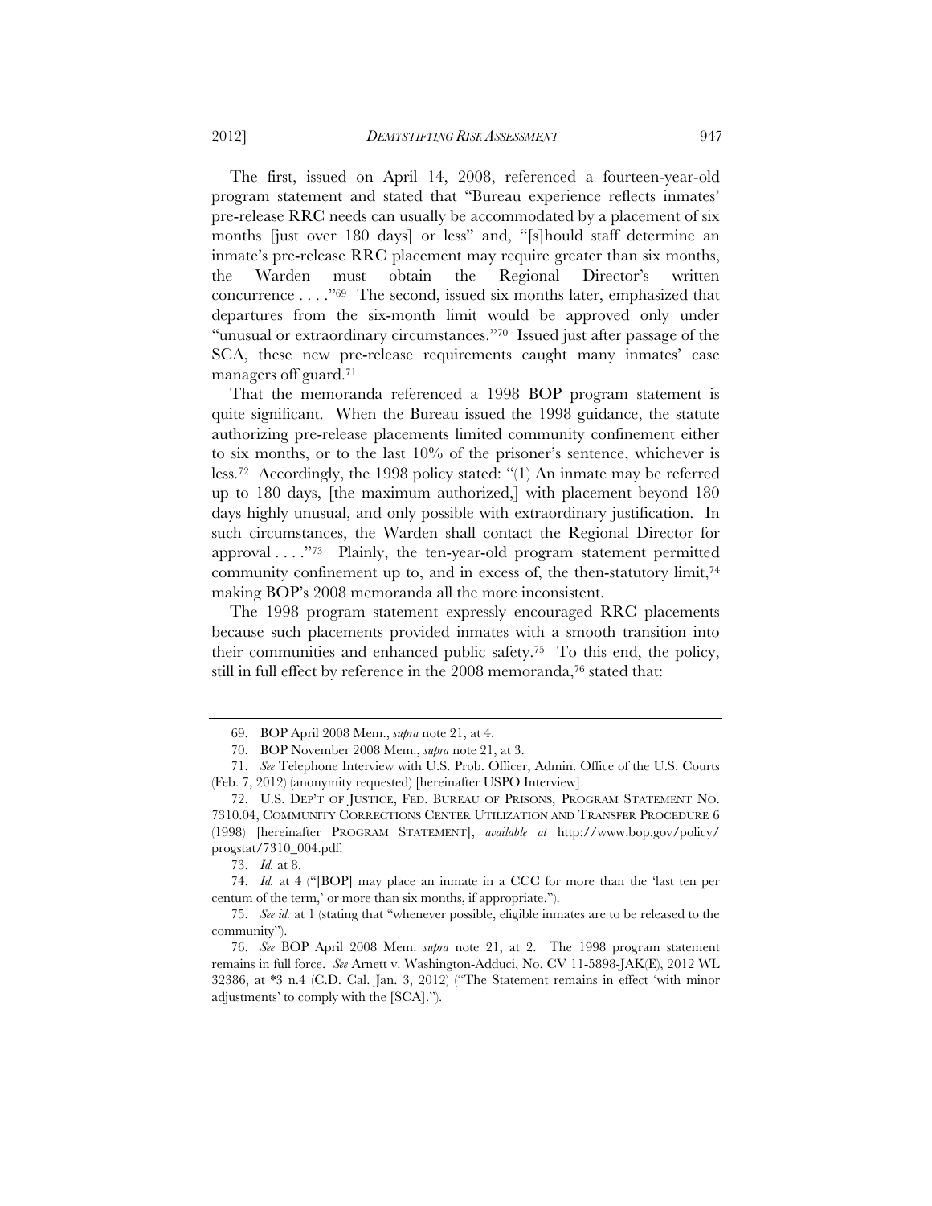The first, issued on April 14, 2008, referenced a fourteen-year-old program statement and stated that "Bureau experience reflects inmates' pre-release RRC needs can usually be accommodated by a placement of six months [just over 180 days] or less" and, "[s]hould staff determine an inmate's pre-release RRC placement may require greater than six months, the Warden must obtain the Regional Director's written concurrence . . . ."[69] The second, issued six months later, emphasized that departures from the six-month limit would be approved only under "unusual or extraordinary circumstances."[70] Issued just after passage of the SCA, these new pre-release requirements caught many inmates' case managers off guard.[71]

That the memoranda referenced a 1998 BOP program statement is quite significant. When the Bureau issued the 1998 guidance, the statute authorizing pre-release placements limited community confinement either to six months, or to the last 10% of the prisoner's sentence, whichever is less.[72] Accordingly, the 1998 policy stated: "(1) An inmate may be referred up to 180 days, [the maximum authorized,] with placement beyond 180 days highly unusual, and only possible with extraordinary justification. In such circumstances, the Warden shall contact the Regional Director for approval . . . ."[73] Plainly, the ten-year-old program statement permitted community confinement up to, and in excess of, the then-statutory limit,[74] making BOP's 2008 memoranda all the more inconsistent.

The 1998 program statement expressly encouraged RRC placements because such placements provided inmates with a smooth transition into their communities and enhanced public safety.[75] To this end, the policy, still in full effect by reference in the 2008 memoranda,[76] stated that:

---

69. BOP April 2008 Mem., *supra* note 21, at 4.

70. BOP November 2008 Mem., *supra* note 21, at 3.

71. *See* Telephone Interview with U.S. Prob. Officer, Admin. Office of the U.S. Courts (Feb. 7, 2012) (anonymity requested) [hereinafter USPO Interview].

72. U.S. DEP'T OF JUSTICE, FED. BUREAU OF PRISONS, PROGRAM STATEMENT NO. 7310.04, COMMUNITY CORRECTIONS CENTER UTILIZATION AND TRANSFER PROCEDURE 6 (1998) [hereinafter PROGRAM STATEMENT], *available at* http://www.bop.gov/policy/progstat/7310_004.pdf.

73. *Id.* at 8.

74. *Id.* at 4 ("[BOP] may place an inmate in a CCC for more than the 'last ten per centum of the term,' or more than six months, if appropriate.").

75. *See id.* at 1 (stating that "whenever possible, eligible inmates are to be released to the community").

76. *See* BOP April 2008 Mem. *supra* note 21, at 2. The 1998 program statement remains in full force. *See* Arnett v. Washington-Adduci, No. CV 11-5898-JAK(E), 2012 WL 32386, at *3 n.4 (C.D. Cal. Jan. 3, 2012) ("The Statement remains in effect 'with minor adjustments' to comply with the [SCA].").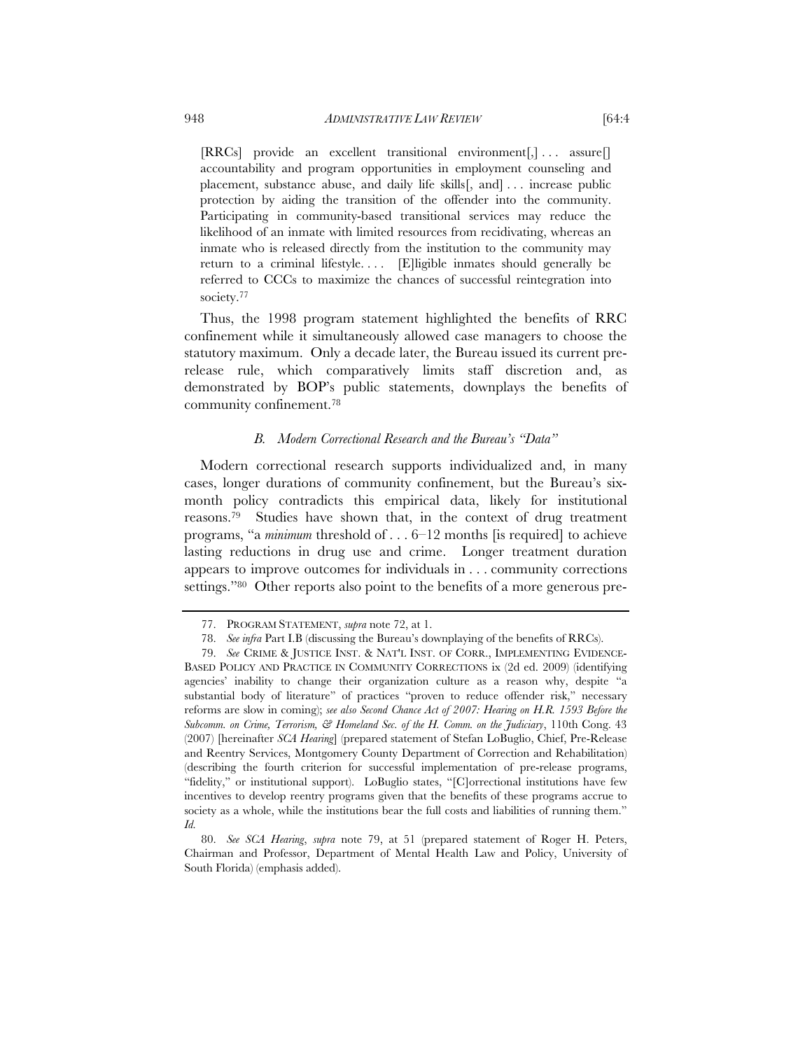> [RRCs] provide an excellent transitional environment[,] . . . assure[] accountability and program opportunities in employment counseling and placement, substance abuse, and daily life skills[, and] . . . increase public protection by aiding the transition of the offender into the community. Participating in community-based transitional services may reduce the likelihood of an inmate with limited resources from recidivating, whereas an inmate who is released directly from the institution to the community may return to a criminal lifestyle. . . . [E]ligible inmates should generally be referred to CCCs to maximize the chances of successful reintegration into society.[77]

Thus, the 1998 program statement highlighted the benefits of RRC confinement while it simultaneously allowed case managers to choose the statutory maximum. Only a decade later, the Bureau issued its current pre-release rule, which comparatively limits staff discretion and, as demonstrated by BOP's public statements, downplays the benefits of community confinement.[78]

### *B. Modern Correctional Research and the Bureau's "Data"*

Modern correctional research supports individualized and, in many cases, longer durations of community confinement, but the Bureau's six-month policy contradicts this empirical data, likely for institutional reasons.[79] Studies have shown that, in the context of drug treatment programs, "a *minimum* threshold of . . . 6–12 months [is required] to achieve lasting reductions in drug use and crime. Longer treatment duration appears to improve outcomes for individuals in . . . community corrections settings."[80] Other reports also point to the benefits of a more generous pre-

---

77. PROGRAM STATEMENT, *supra* note 72, at 1.

78. *See infra* Part I.B (discussing the Bureau's downplaying of the benefits of RRCs).

79. *See* CRIME & JUSTICE INST. & NAT'L INST. OF CORR., IMPLEMENTING EVIDENCE-BASED POLICY AND PRACTICE IN COMMUNITY CORRECTIONS ix (2d ed. 2009) (identifying agencies' inability to change their organization culture as a reason why, despite "a substantial body of literature" of practices "proven to reduce offender risk," necessary reforms are slow in coming); *see also Second Chance Act of 2007: Hearing on H.R. 1593 Before the Subcomm. on Crime, Terrorism, & Homeland Sec. of the H. Comm. on the Judiciary*, 110th Cong. 43 (2007) [hereinafter *SCA Hearing*] (prepared statement of Stefan LoBuglio, Chief, Pre-Release and Reentry Services, Montgomery County Department of Correction and Rehabilitation) (describing the fourth criterion for successful implementation of pre-release programs, "fidelity," or institutional support). LoBuglio states, "[C]orrectional institutions have few incentives to develop reentry programs given that the benefits of these programs accrue to society as a whole, while the institutions bear the full costs and liabilities of running them." *Id.*

80. *See SCA Hearing*, *supra* note 79, at 51 (prepared statement of Roger H. Peters, Chairman and Professor, Department of Mental Health Law and Policy, University of South Florida) (emphasis added).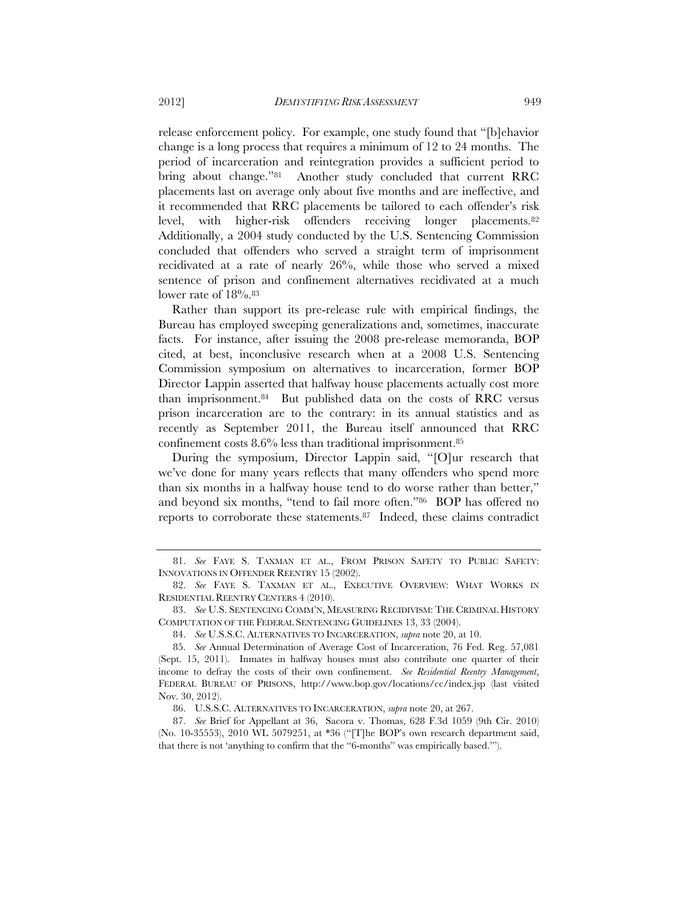release enforcement policy. For example, one study found that "[b]ehavior change is a long process that requires a minimum of 12 to 24 months. The period of incarceration and reintegration provides a sufficient period to bring about change."[81] Another study concluded that current RRC placements last on average only about five months and are ineffective, and it recommended that RRC placements be tailored to each offender's risk level, with higher-risk offenders receiving longer placements.[82] Additionally, a 2004 study conducted by the U.S. Sentencing Commission concluded that offenders who served a straight term of imprisonment recidivated at a rate of nearly 26%, while those who served a mixed sentence of prison and confinement alternatives recidivated at a much lower rate of 18%.[83]

Rather than support its pre-release rule with empirical findings, the Bureau has employed sweeping generalizations and, sometimes, inaccurate facts. For instance, after issuing the 2008 pre-release memoranda, BOP cited, at best, inconclusive research when at a 2008 U.S. Sentencing Commission symposium on alternatives to incarceration, former BOP Director Lappin asserted that halfway house placements actually cost more than imprisonment.[84] But published data on the costs of RRC versus prison incarceration are to the contrary: in its annual statistics and as recently as September 2011, the Bureau itself announced that RRC confinement costs 8.6% less than traditional imprisonment.[85]

During the symposium, Director Lappin said, "[O]ur research that we've done for many years reflects that many offenders who spend more than six months in a halfway house tend to do worse rather than better," and beyond six months, "tend to fail more often."[86] BOP has offered no reports to corroborate these statements.[87] Indeed, these claims contradict

---

81. *See* FAYE S. TAXMAN ET AL., FROM PRISON SAFETY TO PUBLIC SAFETY: INNOVATIONS IN OFFENDER REENTRY 15 (2002).

82. *See* FAYE S. TAXMAN ET AL., EXECUTIVE OVERVIEW: WHAT WORKS IN RESIDENTIAL REENTRY CENTERS 4 (2010).

83. *See* U.S. SENTENCING COMM'N, MEASURING RECIDIVISM: THE CRIMINAL HISTORY COMPUTATION OF THE FEDERAL SENTENCING GUIDELINES 13, 33 (2004).

84. *See* U.S.S.C. ALTERNATIVES TO INCARCERATION, *supra* note 20, at 10.

85. *See* Annual Determination of Average Cost of Incarceration, 76 Fed. Reg. 57,081 (Sept. 15, 2011). Inmates in halfway houses must also contribute one quarter of their income to defray the costs of their own confinement. *See Residential Reentry Management*, FEDERAL BUREAU OF PRISONS, http://www.bop.gov/locations/cc/index.jsp (last visited Nov. 30, 2012).

86. U.S.S.C. ALTERNATIVES TO INCARCERATION, *supra* note 20, at 267.

87. *See* Brief for Appellant at 36, Sacora v. Thomas, 628 F.3d 1059 (9th Cir. 2010) (No. 10-35553), 2010 WL 5079251, at *36 ("[T]he BOP's own research department said, that there is not 'anything to confirm that the "6-months" was empirically based.'").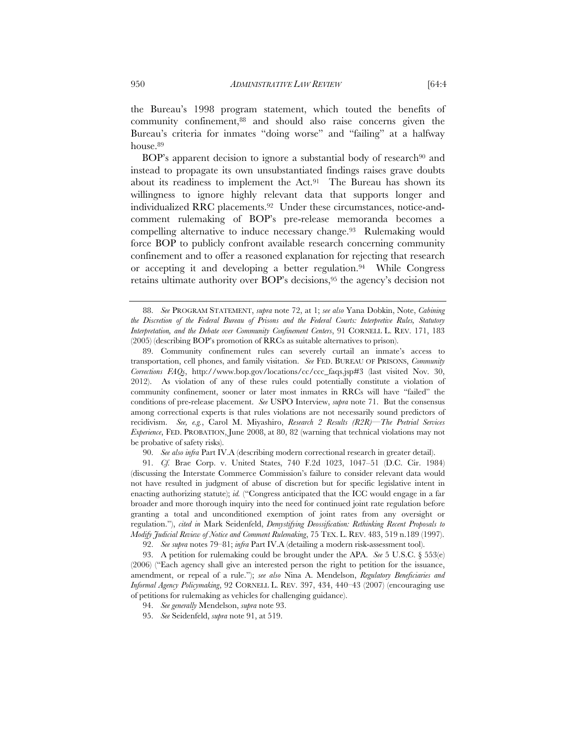the Bureau's 1998 program statement, which touted the benefits of community confinement,[88] and should also raise concerns given the Bureau's criteria for inmates "doing worse" and "failing" at a halfway house.[89]

BOP's apparent decision to ignore a substantial body of research[90] and instead to propagate its own unsubstantiated findings raises grave doubts about its readiness to implement the Act.[91] The Bureau has shown its willingness to ignore highly relevant data that supports longer and individualized RRC placements.[92] Under these circumstances, notice-and-comment rulemaking of BOP's pre-release memoranda becomes a compelling alternative to induce necessary change.[93] Rulemaking would force BOP to publicly confront available research concerning community confinement and to offer a reasoned explanation for rejecting that research or accepting it and developing a better regulation.[94] While Congress retains ultimate authority over BOP's decisions,[95] the agency's decision not

---

88. *See* PROGRAM STATEMENT, *supra* note 72, at 1; *see also* Yana Dobkin, Note, *Cabining the Discretion of the Federal Bureau of Prisons and the Federal Courts: Interpretive Rules, Statutory Interpretation, and the Debate over Community Confinement Centers*, 91 CORNELL L. REV. 171, 183 (2005) (describing BOP's promotion of RRCs as suitable alternatives to prison).

89. Community confinement rules can severely curtail an inmate's access to transportation, cell phones, and family visitation. *See* FED. BUREAU OF PRISONS, *Community Corrections FAQs*, http://www.bop.gov/locations/cc/ccc_faqs.jsp#3 (last visited Nov. 30, 2012). As violation of any of these rules could potentially constitute a violation of community confinement, sooner or later most inmates in RRCs will have "failed" the conditions of pre-release placement. *See* USPO Interview, *supra* note 71. But the consensus among correctional experts is that rules violations are not necessarily sound predictors of recidivism. *See, e.g.*, Carol M. Miyashiro, *Research 2 Results (R2R)—The Pretrial Services Experience*, FED. PROBATION, June 2008, at 80, 82 (warning that technical violations may not be probative of safety risks).

90. *See also infra* Part IV.A (describing modern correctional research in greater detail).

91. *Cf.* Brae Corp. v. United States, 740 F.2d 1023, 1047–51 (D.C. Cir. 1984) (discussing the Interstate Commerce Commission's failure to consider relevant data would not have resulted in judgment of abuse of discretion but for specific legislative intent in enacting authorizing statute); *id.* ("Congress anticipated that the ICC would engage in a far broader and more thorough inquiry into the need for continued joint rate regulation before granting a total and unconditioned exemption of joint rates from any oversight or regulation."), *cited in* Mark Seidenfeld, *Demystifying Deossification: Rethinking Recent Proposals to Modify Judicial Review of Notice and Comment Rulemaking*, 75 TEX. L. REV. 483, 519 n.189 (1997).

92. *See supra* notes 79–81; *infra* Part IV.A (detailing a modern risk-assessment tool).

93. A petition for rulemaking could be brought under the APA. *See* 5 U.S.C. § 553(e) (2006) ("Each agency shall give an interested person the right to petition for the issuance, amendment, or repeal of a rule."); *see also* Nina A. Mendelson, *Regulatory Beneficiaries and Informal Agency Policymaking*, 92 CORNELL L. REV. 397, 434, 440–43 (2007) (encouraging use of petitions for rulemaking as vehicles for challenging guidance).

94. *See generally* Mendelson, *supra* note 93.

95. *See* Seidenfeld, *supra* note 91, at 519.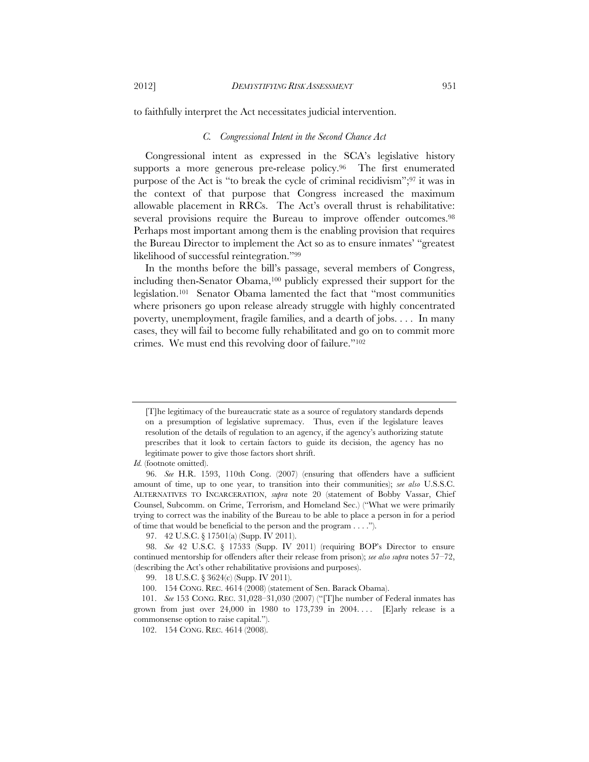to faithfully interpret the Act necessitates judicial intervention.

### *C. Congressional Intent in the Second Chance Act*

Congressional intent as expressed in the SCA's legislative history supports a more generous pre-release policy.[96] The first enumerated purpose of the Act is "to break the cycle of criminal recidivism";[97] it was in the context of that purpose that Congress increased the maximum allowable placement in RRCs. The Act's overall thrust is rehabilitative: several provisions require the Bureau to improve offender outcomes.[98] Perhaps most important among them is the enabling provision that requires the Bureau Director to implement the Act so as to ensure inmates' "greatest likelihood of successful reintegration."[99]

In the months before the bill's passage, several members of Congress, including then-Senator Obama,[100] publicly expressed their support for the legislation.[101] Senator Obama lamented the fact that "most communities where prisoners go upon release already struggle with highly concentrated poverty, unemployment, fragile families, and a dearth of jobs. . . . In many cases, they will fail to become fully rehabilitated and go on to commit more crimes. We must end this revolving door of failure."[102]

---

> [T]he legitimacy of the bureaucratic state as a source of regulatory standards depends on a presumption of legislative supremacy. Thus, even if the legislature leaves resolution of the details of regulation to an agency, if the agency's authorizing statute prescribes that it look to certain factors to guide its decision, the agency has no legitimate power to give those factors short shrift.

*Id.* (footnote omitted).

96. *See* H.R. 1593, 110th Cong. (2007) (ensuring that offenders have a sufficient amount of time, up to one year, to transition into their communities); *see also* U.S.S.C. ALTERNATIVES TO INCARCERATION, *supra* note 20 (statement of Bobby Vassar, Chief Counsel, Subcomm. on Crime, Terrorism, and Homeland Sec.) ("What we were primarily trying to correct was the inability of the Bureau to be able to place a person in for a period of time that would be beneficial to the person and the program . . . .").

97. 42 U.S.C. § 17501(a) (Supp. IV 2011).

98. *See* 42 U.S.C. § 17533 (Supp. IV 2011) (requiring BOP's Director to ensure continued mentorship for offenders after their release from prison); *see also supra* notes 57–72, (describing the Act's other rehabilitative provisions and purposes).

99. 18 U.S.C. § 3624(c) (Supp. IV 2011).

100. 154 CONG. REC. 4614 (2008) (statement of Sen. Barack Obama).

101. *See* 153 CONG. REC. 31,028–31,030 (2007) ("[T]he number of Federal inmates has grown from just over 24,000 in 1980 to 173,739 in 2004. . . . [E]arly release is a commonsense option to raise capital.").

102. 154 CONG. REC. 4614 (2008).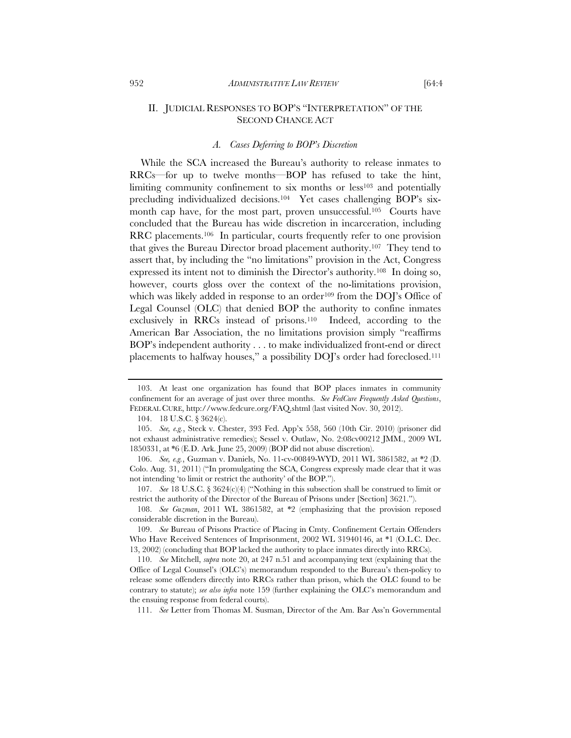## II. JUDICIAL RESPONSES TO BOP'S "INTERPRETATION" OF THE SECOND CHANCE ACT

### *A. Cases Deferring to BOP's Discretion*

While the SCA increased the Bureau's authority to release inmates to RRCs—for up to twelve months—BOP has refused to take the hint, limiting community confinement to six months or less[103] and potentially precluding individualized decisions.[104] Yet cases challenging BOP's six-month cap have, for the most part, proven unsuccessful.[105] Courts have concluded that the Bureau has wide discretion in incarceration, including RRC placements.[106] In particular, courts frequently refer to one provision that gives the Bureau Director broad placement authority.[107] They tend to assert that, by including the "no limitations" provision in the Act, Congress expressed its intent not to diminish the Director's authority.[108] In doing so, however, courts gloss over the context of the no-limitations provision, which was likely added in response to an order[109] from the DOJ's Office of Legal Counsel (OLC) that denied BOP the authority to confine inmates exclusively in RRCs instead of prisons.[110] Indeed, according to the American Bar Association, the no limitations provision simply "reaffirms BOP's independent authority . . . to make individualized front-end or direct placements to halfway houses," a possibility DOJ's order had foreclosed.[111]

---

103. At least one organization has found that BOP places inmates in community confinement for an average of just over three months. *See FedCure Frequently Asked Questions*, FEDERAL CURE, http://www.fedcure.org/FAQ.shtml (last visited Nov. 30, 2012).

104. 18 U.S.C. § 3624(c).

105. *See, e.g.*, Steck v. Chester, 393 Fed. App'x 558, 560 (10th Cir. 2010) (prisoner did not exhaust administrative remedies); Sessel v. Outlaw, No. 2:08cv00212 JMM., 2009 WL 1850331, at *6 (E.D. Ark. June 25, 2009) (BOP did not abuse discretion).

106. *See, e.g.*, Guzman v. Daniels, No. 11-cv-00849-WYD, 2011 WL 3861582, at *2 (D. Colo. Aug. 31, 2011) ("In promulgating the SCA, Congress expressly made clear that it was not intending 'to limit or restrict the authority' of the BOP.").

107. *See* 18 U.S.C. § 3624(c)(4) ("Nothing in this subsection shall be construed to limit or restrict the authority of the Director of the Bureau of Prisons under [Section] 3621.").

108. *See Guzman*, 2011 WL 3861582, at *2 (emphasizing that the provision reposed considerable discretion in the Bureau).

109. *See* Bureau of Prisons Practice of Placing in Cmty. Confinement Certain Offenders Who Have Received Sentences of Imprisonment, 2002 WL 31940146, at *1 (O.L.C. Dec. 13, 2002) (concluding that BOP lacked the authority to place inmates directly into RRCs).

110. *See* Mitchell, *supra* note 20, at 247 n.51 and accompanying text (explaining that the Office of Legal Counsel's (OLC's) memorandum responded to the Bureau's then-policy to release some offenders directly into RRCs rather than prison, which the OLC found to be contrary to statute); *see also infra* note 159 (further explaining the OLC's memorandum and the ensuing response from federal courts).

111. *See* Letter from Thomas M. Susman, Director of the Am. Bar Ass'n Governmental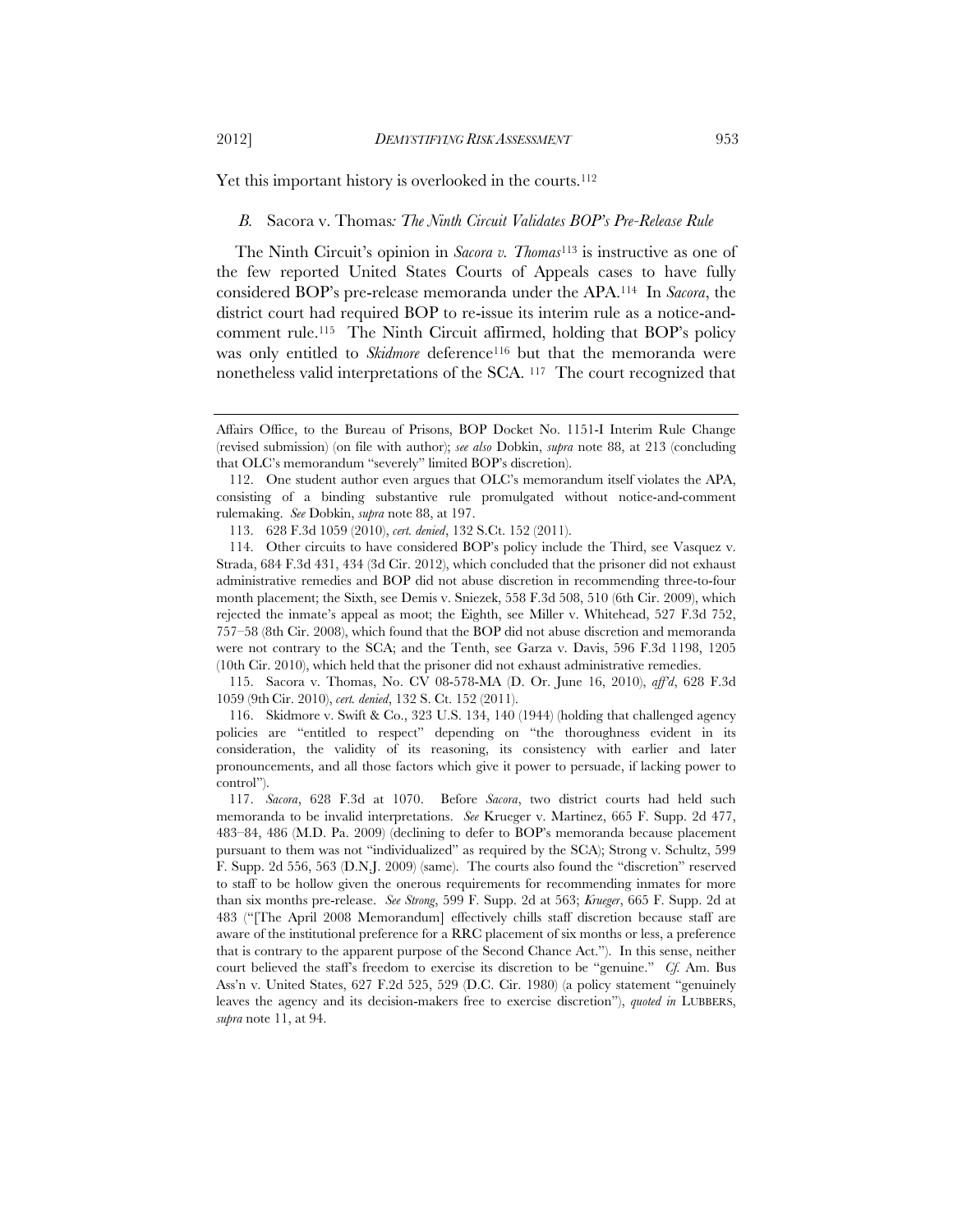Yet this important history is overlooked in the courts.[112]

### *B.* Sacora v. Thomas*: The Ninth Circuit Validates BOP's Pre-Release Rule*

The Ninth Circuit's opinion in *Sacora v. Thomas*[113] is instructive as one of the few reported United States Courts of Appeals cases to have fully considered BOP's pre-release memoranda under the APA.[114] In *Sacora*, the district court had required BOP to re-issue its interim rule as a notice-and-comment rule.[115] The Ninth Circuit affirmed, holding that BOP's policy was only entitled to *Skidmore* deference[116] but that the memoranda were nonetheless valid interpretations of the SCA.[117] The court recognized that

---

Affairs Office, to the Bureau of Prisons, BOP Docket No. 1151-I Interim Rule Change (revised submission) (on file with author); *see also* Dobkin, *supra* note 88, at 213 (concluding that OLC's memorandum "severely" limited BOP's discretion).

112. One student author even argues that OLC's memorandum itself violates the APA, consisting of a binding substantive rule promulgated without notice-and-comment rulemaking. *See* Dobkin, *supra* note 88, at 197.

113. 628 F.3d 1059 (2010), *cert. denied*, 132 S.Ct. 152 (2011).

114. Other circuits to have considered BOP's policy include the Third, see Vasquez v. Strada, 684 F.3d 431, 434 (3d Cir. 2012), which concluded that the prisoner did not exhaust administrative remedies and BOP did not abuse discretion in recommending three-to-four month placement; the Sixth, see Demis v. Sniezek, 558 F.3d 508, 510 (6th Cir. 2009), which rejected the inmate's appeal as moot; the Eighth, see Miller v. Whitehead, 527 F.3d 752, 757–58 (8th Cir. 2008), which found that the BOP did not abuse discretion and memoranda were not contrary to the SCA; and the Tenth, see Garza v. Davis, 596 F.3d 1198, 1205 (10th Cir. 2010), which held that the prisoner did not exhaust administrative remedies.

115. Sacora v. Thomas, No. CV 08-578-MA (D. Or. June 16, 2010), *aff'd*, 628 F.3d 1059 (9th Cir. 2010), *cert. denied*, 132 S. Ct. 152 (2011).

116. Skidmore v. Swift & Co., 323 U.S. 134, 140 (1944) (holding that challenged agency policies are "entitled to respect" depending on "the thoroughness evident in its consideration, the validity of its reasoning, its consistency with earlier and later pronouncements, and all those factors which give it power to persuade, if lacking power to control").

117. *Sacora*, 628 F.3d at 1070. Before *Sacora*, two district courts had held such memoranda to be invalid interpretations. *See* Krueger v. Martinez, 665 F. Supp. 2d 477, 483–84, 486 (M.D. Pa. 2009) (declining to defer to BOP's memoranda because placement pursuant to them was not "individualized" as required by the SCA); Strong v. Schultz, 599 F. Supp. 2d 556, 563 (D.N.J. 2009) (same). The courts also found the "discretion" reserved to staff to be hollow given the onerous requirements for recommending inmates for more than six months pre-release. *See Strong*, 599 F. Supp. 2d at 563; *Krueger*, 665 F. Supp. 2d at 483 ("[The April 2008 Memorandum] effectively chills staff discretion because staff are aware of the institutional preference for a RRC placement of six months or less, a preference that is contrary to the apparent purpose of the Second Chance Act."). In this sense, neither court believed the staff's freedom to exercise its discretion to be "genuine." *Cf.* Am. Bus Ass'n v. United States, 627 F.2d 525, 529 (D.C. Cir. 1980) (a policy statement "genuinely leaves the agency and its decision-makers free to exercise discretion"), *quoted in* LUBBERS, *supra* note 11, at 94.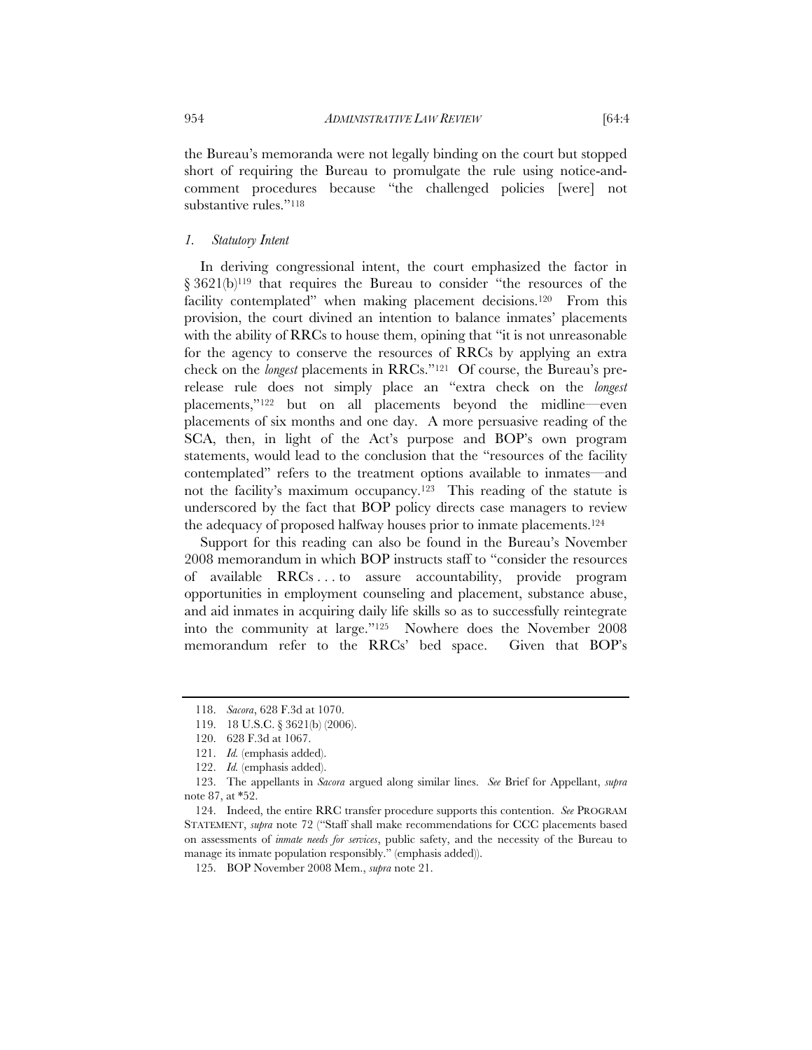the Bureau's memoranda were not legally binding on the court but stopped short of requiring the Bureau to promulgate the rule using notice-and-comment procedures because "the challenged policies [were] not substantive rules."[118]

### *1. Statutory Intent*

In deriving congressional intent, the court emphasized the factor in § 3621(b)[119] that requires the Bureau to consider "the resources of the facility contemplated" when making placement decisions.[120] From this provision, the court divined an intention to balance inmates' placements with the ability of RRCs to house them, opining that "it is not unreasonable for the agency to conserve the resources of RRCs by applying an extra check on the *longest* placements in RRCs."[121] Of course, the Bureau's pre-release rule does not simply place an "extra check on the *longest* placements,"[122] but on all placements beyond the midline—even placements of six months and one day. A more persuasive reading of the SCA, then, in light of the Act's purpose and BOP's own program statements, would lead to the conclusion that the "resources of the facility contemplated" refers to the treatment options available to inmates—and not the facility's maximum occupancy.[123] This reading of the statute is underscored by the fact that BOP policy directs case managers to review the adequacy of proposed halfway houses prior to inmate placements.[124]

Support for this reading can also be found in the Bureau's November 2008 memorandum in which BOP instructs staff to "consider the resources of available RRCs . . . to assure accountability, provide program opportunities in employment counseling and placement, substance abuse, and aid inmates in acquiring daily life skills so as to successfully reintegrate into the community at large."[125] Nowhere does the November 2008 memorandum refer to the RRCs' bed space. Given that BOP's

---

118. *Sacora*, 628 F.3d at 1070.

119. 18 U.S.C. § 3621(b) (2006).

120. 628 F.3d at 1067.

121. *Id.* (emphasis added).

122. *Id.* (emphasis added).

123. The appellants in *Sacora* argued along similar lines. *See* Brief for Appellant, *supra* note 87, at *52.

124. Indeed, the entire RRC transfer procedure supports this contention. *See* PROGRAM STATEMENT, *supra* note 72 ("Staff shall make recommendations for CCC placements based on assessments of *inmate needs for services*, public safety, and the necessity of the Bureau to manage its inmate population responsibly." (emphasis added)).

125. BOP November 2008 Mem., *supra* note 21.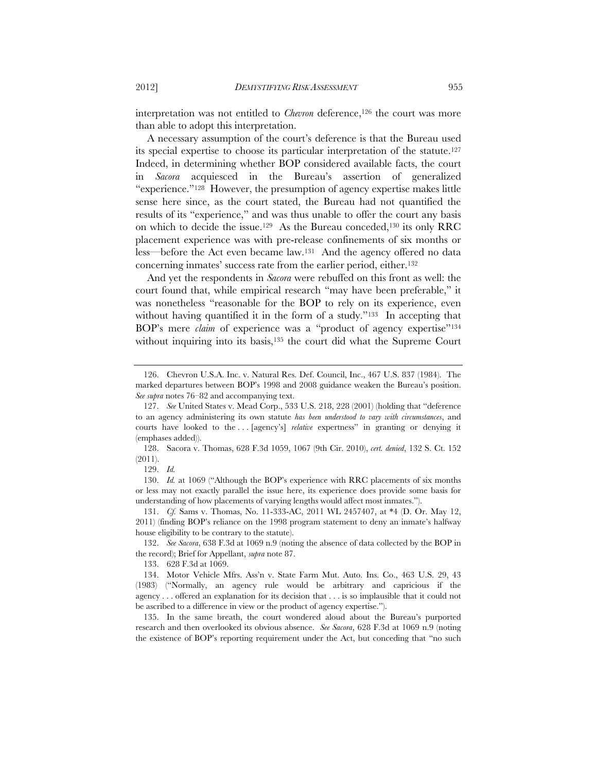interpretation was not entitled to *Chevron* deference,[126] the court was more than able to adopt this interpretation.

A necessary assumption of the court's deference is that the Bureau used its special expertise to choose its particular interpretation of the statute.[127] Indeed, in determining whether BOP considered available facts, the court in *Sacora* acquiesced in the Bureau's assertion of generalized "experience."[128] However, the presumption of agency expertise makes little sense here since, as the court stated, the Bureau had not quantified the results of its "experience," and was thus unable to offer the court any basis on which to decide the issue.[129] As the Bureau conceded,[130] its only RRC placement experience was with pre-release confinements of six months or less—before the Act even became law.[131] And the agency offered no data concerning inmates' success rate from the earlier period, either.[132]

And yet the respondents in *Sacora* were rebuffed on this front as well: the court found that, while empirical research "may have been preferable," it was nonetheless "reasonable for the BOP to rely on its experience, even without having quantified it in the form of a study."[133] In accepting that BOP's mere *claim* of experience was a "product of agency expertise"[134] without inquiring into its basis,[135] the court did what the Supreme Court

---

126. Chevron U.S.A. Inc. v. Natural Res. Def. Council, Inc., 467 U.S. 837 (1984). The marked departures between BOP's 1998 and 2008 guidance weaken the Bureau's position. *See supra* notes 76–82 and accompanying text.

127. *See* United States v. Mead Corp., 533 U.S. 218, 228 (2001) (holding that "deference to an agency administering its own statute *has been understood to vary with circumstances*, and courts have looked to the . . . [agency's] *relative* expertness" in granting or denying it (emphases added)).

128. Sacora v. Thomas, 628 F.3d 1059, 1067 (9th Cir. 2010), *cert. denied*, 132 S. Ct. 152 (2011).

129. *Id.*

130. *Id.* at 1069 ("Although the BOP's experience with RRC placements of six months or less may not exactly parallel the issue here, its experience does provide some basis for understanding of how placements of varying lengths would affect most inmates.").

131. *Cf.* Sams v. Thomas, No. 11-333-AC, 2011 WL 2457407, at *4 (D. Or. May 12, 2011) (finding BOP's reliance on the 1998 program statement to deny an inmate's halfway house eligibility to be contrary to the statute).

132. *See Sacora*, 638 F.3d at 1069 n.9 (noting the absence of data collected by the BOP in the record); Brief for Appellant, *supra* note 87.

133. 628 F.3d at 1069.

134. Motor Vehicle Mfrs. Ass'n v. State Farm Mut. Auto. Ins. Co., 463 U.S. 29, 43 (1983) ("Normally, an agency rule would be arbitrary and capricious if the agency . . . offered an explanation for its decision that . . . is so implausible that it could not be ascribed to a difference in view or the product of agency expertise.").

135. In the same breath, the court wondered aloud about the Bureau's purported research and then overlooked its obvious absence. *See Sacora*, 628 F.3d at 1069 n.9 (noting the existence of BOP's reporting requirement under the Act, but conceding that "no such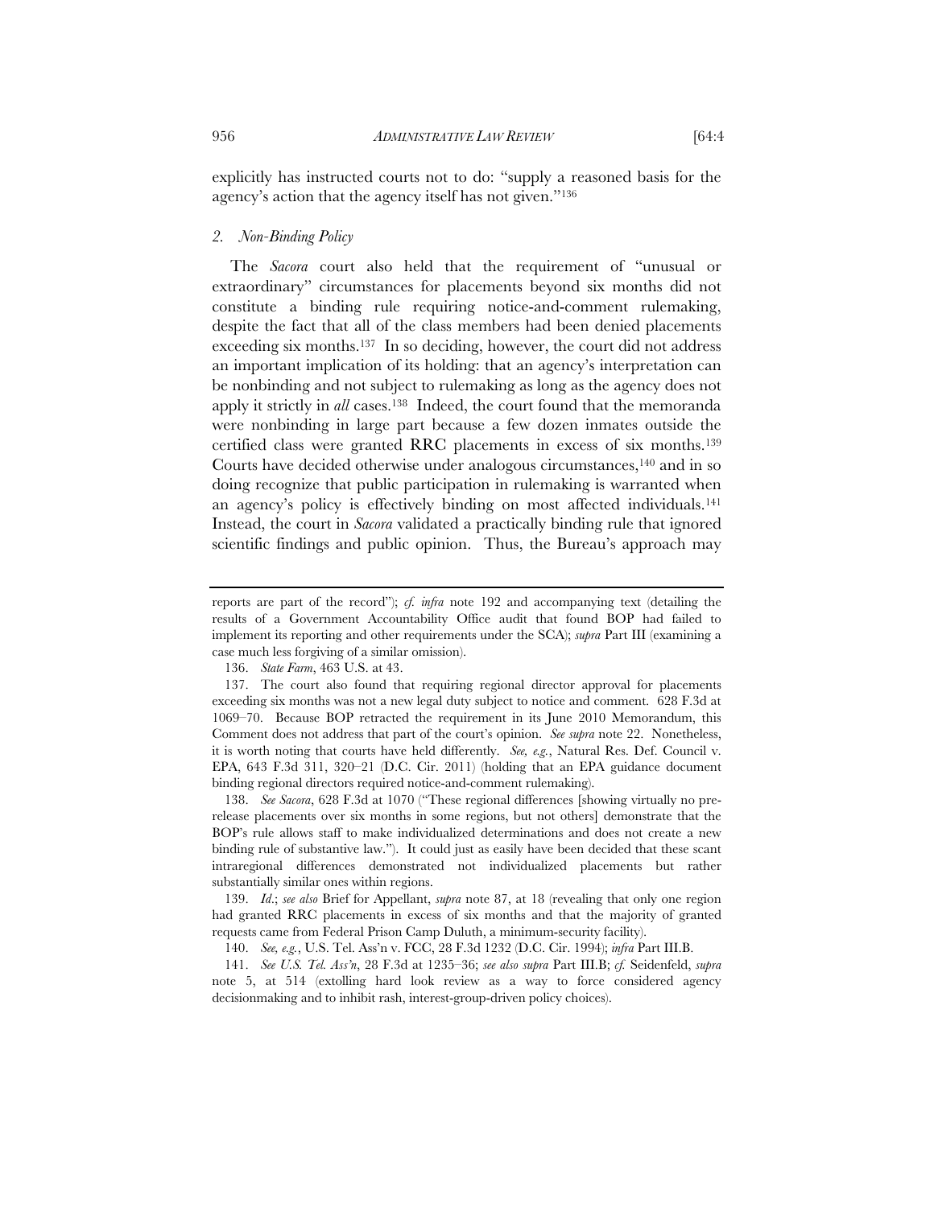explicitly has instructed courts not to do: "supply a reasoned basis for the agency's action that the agency itself has not given."[136]

### 2. *Non-Binding Policy*

The *Sacora* court also held that the requirement of "unusual or extraordinary" circumstances for placements beyond six months did not constitute a binding rule requiring notice-and-comment rulemaking, despite the fact that all of the class members had been denied placements exceeding six months.[137] In so deciding, however, the court did not address an important implication of its holding: that an agency's interpretation can be nonbinding and not subject to rulemaking as long as the agency does not apply it strictly in *all* cases.[138] Indeed, the court found that the memoranda were nonbinding in large part because a few dozen inmates outside the certified class were granted RRC placements in excess of six months.[139] Courts have decided otherwise under analogous circumstances,[140] and in so doing recognize that public participation in rulemaking is warranted when an agency's policy is effectively binding on most affected individuals.[141] Instead, the court in *Sacora* validated a practically binding rule that ignored scientific findings and public opinion. Thus, the Bureau's approach may

---

reports are part of the record"); *cf. infra* note 192 and accompanying text (detailing the results of a Government Accountability Office audit that found BOP had failed to implement its reporting and other requirements under the SCA); *supra* Part III (examining a case much less forgiving of a similar omission).

136. *State Farm*, 463 U.S. at 43.

137. The court also found that requiring regional director approval for placements exceeding six months was not a new legal duty subject to notice and comment. 628 F.3d at 1069–70. Because BOP retracted the requirement in its June 2010 Memorandum, this Comment does not address that part of the court's opinion. *See supra* note 22. Nonetheless, it is worth noting that courts have held differently. *See, e.g.*, Natural Res. Def. Council v. EPA, 643 F.3d 311, 320–21 (D.C. Cir. 2011) (holding that an EPA guidance document binding regional directors required notice-and-comment rulemaking).

138. *See Sacora*, 628 F.3d at 1070 ("These regional differences [showing virtually no pre-release placements over six months in some regions, but not others] demonstrate that the BOP's rule allows staff to make individualized determinations and does not create a new binding rule of substantive law."). It could just as easily have been decided that these scant intraregional differences demonstrated not individualized placements but rather substantially similar ones within regions.

139. *Id.*; *see also* Brief for Appellant, *supra* note 87, at 18 (revealing that only one region had granted RRC placements in excess of six months and that the majority of granted requests came from Federal Prison Camp Duluth, a minimum-security facility).

140. *See, e.g.*, U.S. Tel. Ass'n v. FCC, 28 F.3d 1232 (D.C. Cir. 1994); *infra* Part III.B.

141. *See U.S. Tel. Ass'n*, 28 F.3d at 1235–36; *see also supra* Part III.B; *cf.* Seidenfeld, *supra* note 5, at 514 (extolling hard look review as a way to force considered agency decisionmaking and to inhibit rash, interest-group-driven policy choices).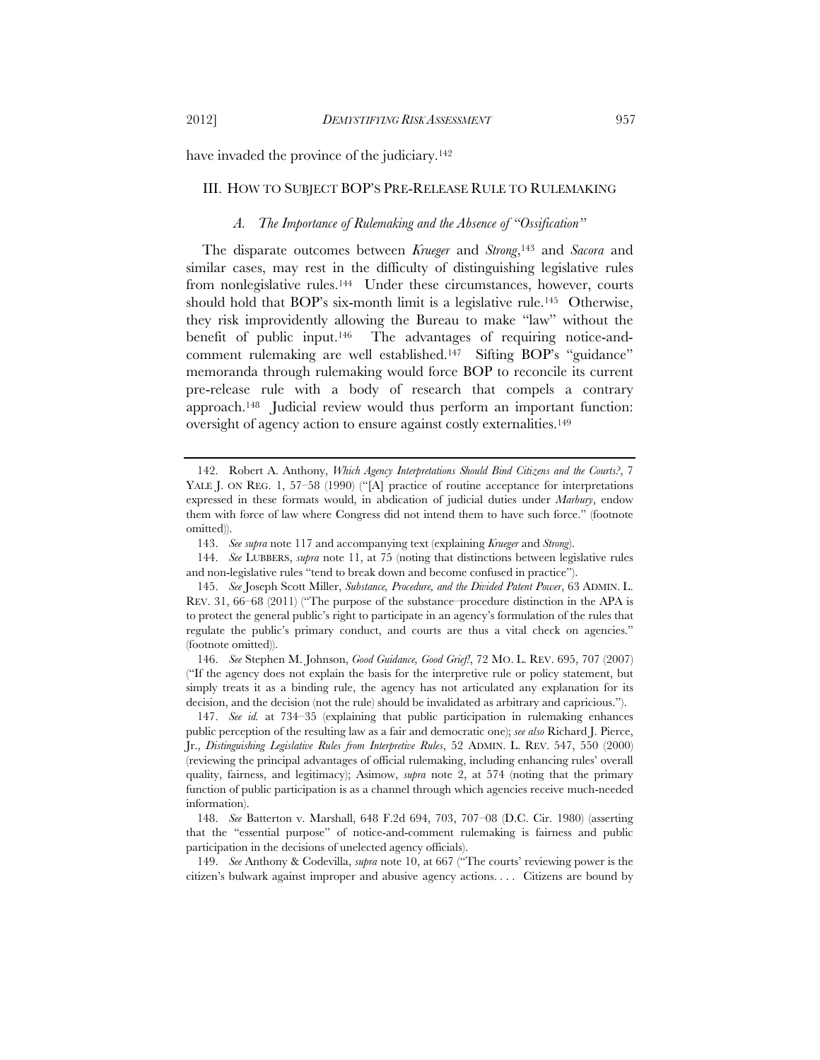have invaded the province of the judiciary.[142]

## III. HOW TO SUBJECT BOP'S PRE-RELEASE RULE TO RULEMAKING

### *A. The Importance of Rulemaking and the Absence of "Ossification"*

The disparate outcomes between *Krueger* and *Strong*,[143] and *Sacora* and similar cases, may rest in the difficulty of distinguishing legislative rules from nonlegislative rules.[144] Under these circumstances, however, courts should hold that BOP's six-month limit is a legislative rule.[145] Otherwise, they risk improvidently allowing the Bureau to make "law" without the benefit of public input.[146] The advantages of requiring notice-and-comment rulemaking are well established.[147] Sifting BOP's "guidance" memoranda through rulemaking would force BOP to reconcile its current pre-release rule with a body of research that compels a contrary approach.[148] Judicial review would thus perform an important function: oversight of agency action to ensure against costly externalities.[149]

---

142. Robert A. Anthony, *Which Agency Interpretations Should Bind Citizens and the Courts?*, 7 YALE J. ON REG. 1, 57–58 (1990) ("[A] practice of routine acceptance for interpretations expressed in these formats would, in abdication of judicial duties under *Marbury*, endow them with force of law where Congress did not intend them to have such force." (footnote omitted)).

143. *See supra* note 117 and accompanying text (explaining *Krueger* and *Strong*).

144. *See* LUBBERS, *supra* note 11, at 75 (noting that distinctions between legislative rules and non-legislative rules "tend to break down and become confused in practice").

145. *See* Joseph Scott Miller, *Substance, Procedure, and the Divided Patent Power*, 63 ADMIN. L. REV. 31, 66–68 (2011) ("The purpose of the substance–procedure distinction in the APA is to protect the general public's right to participate in an agency's formulation of the rules that regulate the public's primary conduct, and courts are thus a vital check on agencies." (footnote omitted)).

146. *See* Stephen M. Johnson, *Good Guidance, Good Grief!*, 72 MO. L. REV. 695, 707 (2007) ("If the agency does not explain the basis for the interpretive rule or policy statement, but simply treats it as a binding rule, the agency has not articulated any explanation for its decision, and the decision (not the rule) should be invalidated as arbitrary and capricious.").

147. *See id.* at 734–35 (explaining that public participation in rulemaking enhances public perception of the resulting law as a fair and democratic one); *see also* Richard J. Pierce, Jr., *Distinguishing Legislative Rules from Interpretive Rules*, 52 ADMIN. L. REV. 547, 550 (2000) (reviewing the principal advantages of official rulemaking, including enhancing rules' overall quality, fairness, and legitimacy); Asimow, *supra* note 2, at 574 (noting that the primary function of public participation is as a channel through which agencies receive much-needed information).

148. *See* Batterton v. Marshall, 648 F.2d 694, 703, 707–08 (D.C. Cir. 1980) (asserting that the "essential purpose" of notice-and-comment rulemaking is fairness and public participation in the decisions of unelected agency officials).

149. *See* Anthony & Codevilla, *supra* note 10, at 667 ("The courts' reviewing power is the citizen's bulwark against improper and abusive agency actions. . . . Citizens are bound by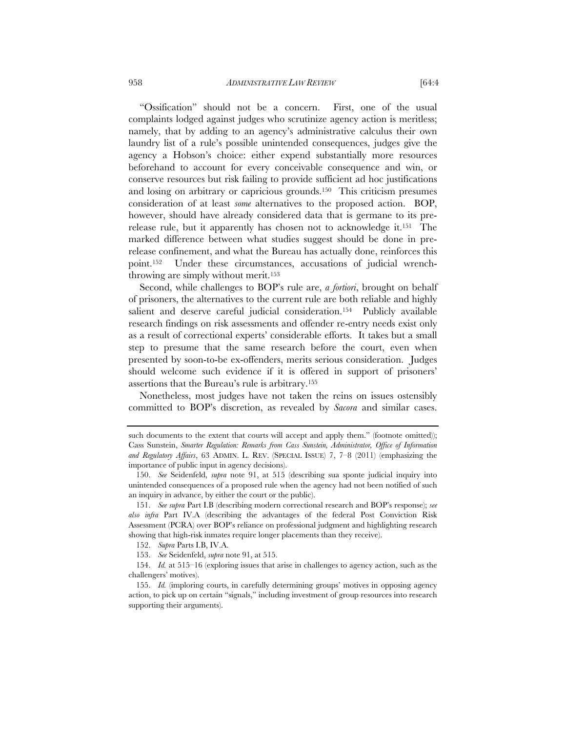"Ossification" should not be a concern. First, one of the usual complaints lodged against judges who scrutinize agency action is meritless; namely, that by adding to an agency's administrative calculus their own laundry list of a rule's possible unintended consequences, judges give the agency a Hobson's choice: either expend substantially more resources beforehand to account for every conceivable consequence and win, or conserve resources but risk failing to provide sufficient ad hoc justifications and losing on arbitrary or capricious grounds.[150] This criticism presumes consideration of at least *some* alternatives to the proposed action. BOP, however, should have already considered data that is germane to its pre-release rule, but it apparently has chosen not to acknowledge it.[151] The marked difference between what studies suggest should be done in pre-release confinement, and what the Bureau has actually done, reinforces this point.[152] Under these circumstances, accusations of judicial wrench-throwing are simply without merit.[153]

Second, while challenges to BOP's rule are, *a fortiori*, brought on behalf of prisoners, the alternatives to the current rule are both reliable and highly salient and deserve careful judicial consideration.[154] Publicly available research findings on risk assessments and offender re-entry needs exist only as a result of correctional experts' considerable efforts. It takes but a small step to presume that the same research before the court, even when presented by soon-to-be ex-offenders, merits serious consideration. Judges should welcome such evidence if it is offered in support of prisoners' assertions that the Bureau's rule is arbitrary.[155]

Nonetheless, most judges have not taken the reins on issues ostensibly committed to BOP's discretion, as revealed by *Sacora* and similar cases.

---

such documents to the extent that courts will accept and apply them." (footnote omitted)); Cass Sunstein, *Smarter Regulation: Remarks from Cass Sunstein, Administrator, Office of Information and Regulatory Affairs*, 63 ADMIN. L. REV. (SPECIAL ISSUE) 7, 7–8 (2011) (emphasizing the importance of public input in agency decisions).

150. *See* Seidenfeld, *supra* note 91, at 515 (describing sua sponte judicial inquiry into unintended consequences of a proposed rule when the agency had not been notified of such an inquiry in advance, by either the court or the public).

151. *See supra* Part I.B (describing modern correctional research and BOP's response); *see also infra* Part IV.A (describing the advantages of the federal Post Conviction Risk Assessment (PCRA) over BOP's reliance on professional judgment and highlighting research showing that high-risk inmates require longer placements than they receive).

152. *Supra* Parts I.B, IV.A.

153. *See* Seidenfeld, *supra* note 91, at 515.

154. *Id.* at 515–16 (exploring issues that arise in challenges to agency action, such as the challengers' motives).

155. *Id.* (imploring courts, in carefully determining groups' motives in opposing agency action, to pick up on certain "signals," including investment of group resources into research supporting their arguments).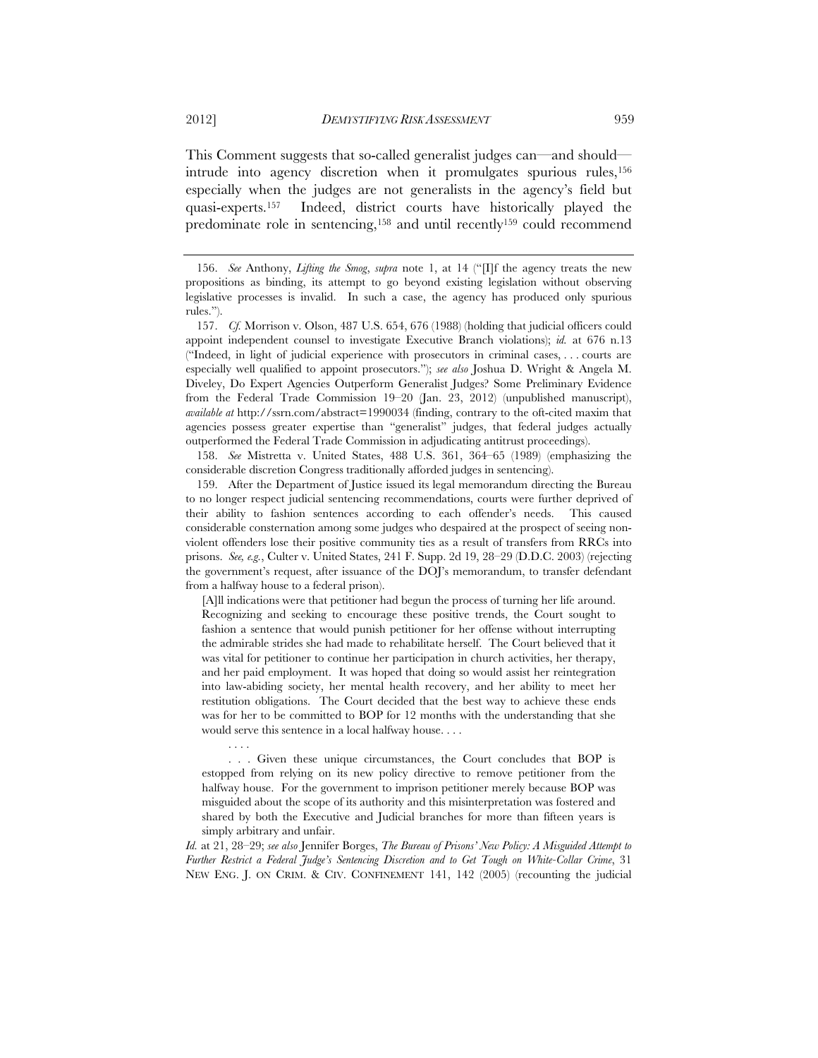This Comment suggests that so-called generalist judges can—and should—intrude into agency discretion when it promulgates spurious rules,[156] especially when the judges are not generalists in the agency's field but quasi-experts.[157] Indeed, district courts have historically played the predominate role in sentencing,[158] and until recently[159] could recommend

---

156. *See* Anthony, *Lifting the Smog*, *supra* note 1, at 14 ("[I]f the agency treats the new propositions as binding, its attempt to go beyond existing legislation without observing legislative processes is invalid. In such a case, the agency has produced only spurious rules.").

157. *Cf.* Morrison v. Olson, 487 U.S. 654, 676 (1988) (holding that judicial officers could appoint independent counsel to investigate Executive Branch violations); *id.* at 676 n.13 ("Indeed, in light of judicial experience with prosecutors in criminal cases, . . . courts are especially well qualified to appoint prosecutors."); *see also* Joshua D. Wright & Angela M. Diveley, Do Expert Agencies Outperform Generalist Judges? Some Preliminary Evidence from the Federal Trade Commission 19–20 (Jan. 23, 2012) (unpublished manuscript), *available at* http://ssrn.com/abstract=1990034 (finding, contrary to the oft-cited maxim that agencies possess greater expertise than "generalist" judges, that federal judges actually outperformed the Federal Trade Commission in adjudicating antitrust proceedings).

158. *See* Mistretta v. United States, 488 U.S. 361, 364–65 (1989) (emphasizing the considerable discretion Congress traditionally afforded judges in sentencing).

159. After the Department of Justice issued its legal memorandum directing the Bureau to no longer respect judicial sentencing recommendations, courts were further deprived of their ability to fashion sentences according to each offender's needs. This caused considerable consternation among some judges who despaired at the prospect of seeing non-violent offenders lose their positive community ties as a result of transfers from RRCs into prisons. *See, e.g.*, Culter v. United States, 241 F. Supp. 2d 19, 28–29 (D.D.C. 2003) (rejecting the government's request, after issuance of the DOJ's memorandum, to transfer defendant from a halfway house to a federal prison).

> [A]ll indications were that petitioner had begun the process of turning her life around. Recognizing and seeking to encourage these positive trends, the Court sought to fashion a sentence that would punish petitioner for her offense without interrupting the admirable strides she had made to rehabilitate herself. The Court believed that it was vital for petitioner to continue her participation in church activities, her therapy, and her paid employment. It was hoped that doing so would assist her reintegration into law-abiding society, her mental health recovery, and her ability to meet her restitution obligations. The Court decided that the best way to achieve these ends was for her to be committed to BOP for 12 months with the understanding that she would serve this sentence in a local halfway house. . . .
>
> . . . .
>
> . . . Given these unique circumstances, the Court concludes that BOP is estopped from relying on its new policy directive to remove petitioner from the halfway house. For the government to imprison petitioner merely because BOP was misguided about the scope of its authority and this misinterpretation was fostered and shared by both the Executive and Judicial branches for more than fifteen years is simply arbitrary and unfair.

*Id.* at 21, 28–29; *see also* Jennifer Borges, *The Bureau of Prisons' New Policy: A Misguided Attempt to Further Restrict a Federal Judge's Sentencing Discretion and to Get Tough on White-Collar Crime*, 31 NEW ENG. J. ON CRIM. & CIV. CONFINEMENT 141, 142 (2005) (recounting the judicial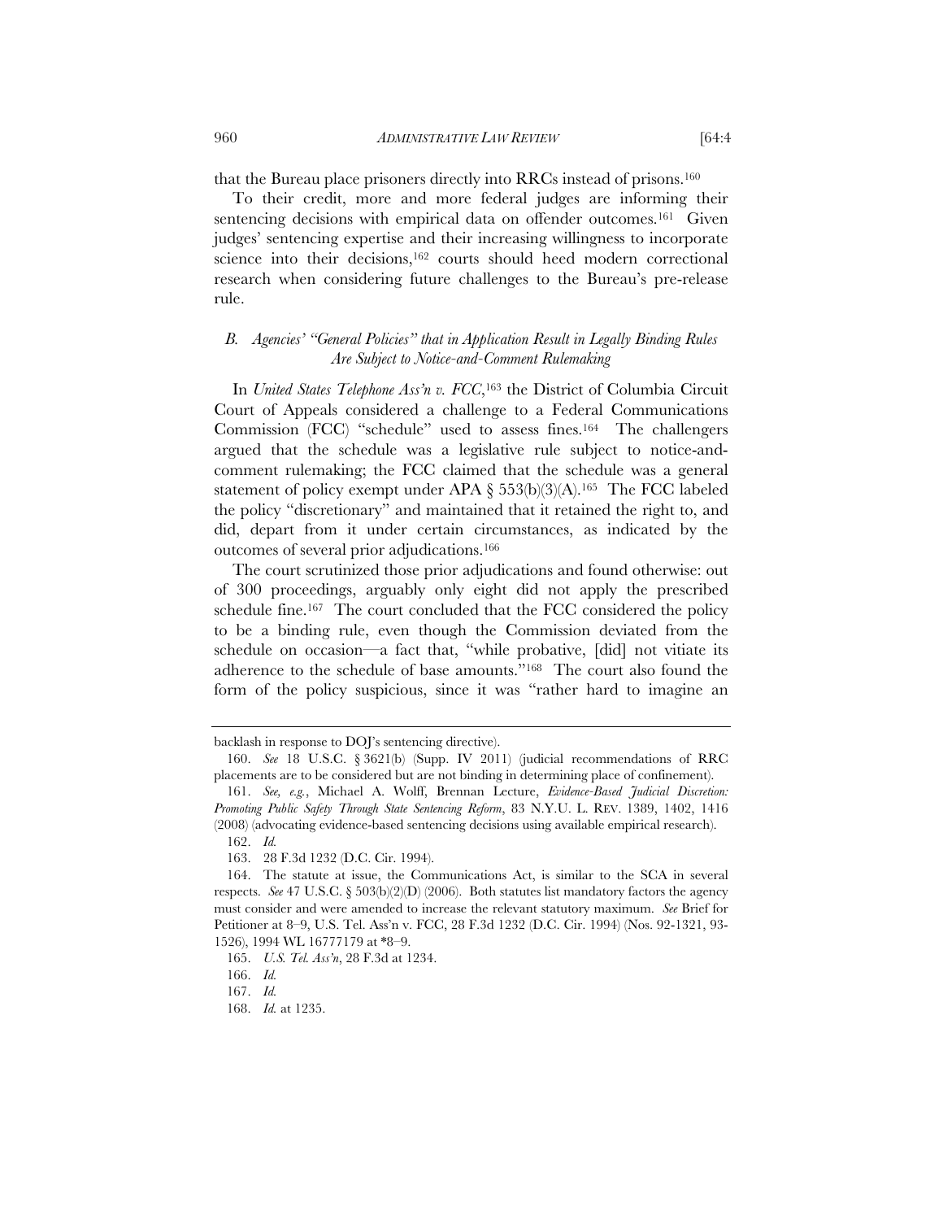that the Bureau place prisoners directly into RRCs instead of prisons.[160]

To their credit, more and more federal judges are informing their sentencing decisions with empirical data on offender outcomes.[161] Given judges' sentencing expertise and their increasing willingness to incorporate science into their decisions,[162] courts should heed modern correctional research when considering future challenges to the Bureau's pre-release rule.

### *B. Agencies' "General Policies" that in Application Result in Legally Binding Rules Are Subject to Notice-and-Comment Rulemaking*

In *United States Telephone Ass'n v. FCC*,[163] the District of Columbia Circuit Court of Appeals considered a challenge to a Federal Communications Commission (FCC) "schedule" used to assess fines.[164] The challengers argued that the schedule was a legislative rule subject to notice-and-comment rulemaking; the FCC claimed that the schedule was a general statement of policy exempt under APA § 553(b)(3)(A).[165] The FCC labeled the policy "discretionary" and maintained that it retained the right to, and did, depart from it under certain circumstances, as indicated by the outcomes of several prior adjudications.[166]

The court scrutinized those prior adjudications and found otherwise: out of 300 proceedings, arguably only eight did not apply the prescribed schedule fine.[167] The court concluded that the FCC considered the policy to be a binding rule, even though the Commission deviated from the schedule on occasion—a fact that, "while probative, [did] not vitiate its adherence to the schedule of base amounts."[168] The court also found the form of the policy suspicious, since it was "rather hard to imagine an

---

backlash in response to DOJ's sentencing directive).

160. *See* 18 U.S.C. § 3621(b) (Supp. IV 2011) (judicial recommendations of RRC placements are to be considered but are not binding in determining place of confinement).

161. *See, e.g.*, Michael A. Wolff, Brennan Lecture, *Evidence-Based Judicial Discretion: Promoting Public Safety Through State Sentencing Reform*, 83 N.Y.U. L. REV. 1389, 1402, 1416 (2008) (advocating evidence-based sentencing decisions using available empirical research).

162. *Id.*

163. 28 F.3d 1232 (D.C. Cir. 1994).

164. The statute at issue, the Communications Act, is similar to the SCA in several respects. *See* 47 U.S.C. § 503(b)(2)(D) (2006). Both statutes list mandatory factors the agency must consider and were amended to increase the relevant statutory maximum. *See* Brief for Petitioner at 8–9, U.S. Tel. Ass'n v. FCC, 28 F.3d 1232 (D.C. Cir. 1994) (Nos. 92-1321, 93-1526), 1994 WL 16777179 at \*8–9.

165. *U.S. Tel. Ass'n*, 28 F.3d at 1234.

166. *Id.*

167. *Id.*

168. *Id.* at 1235.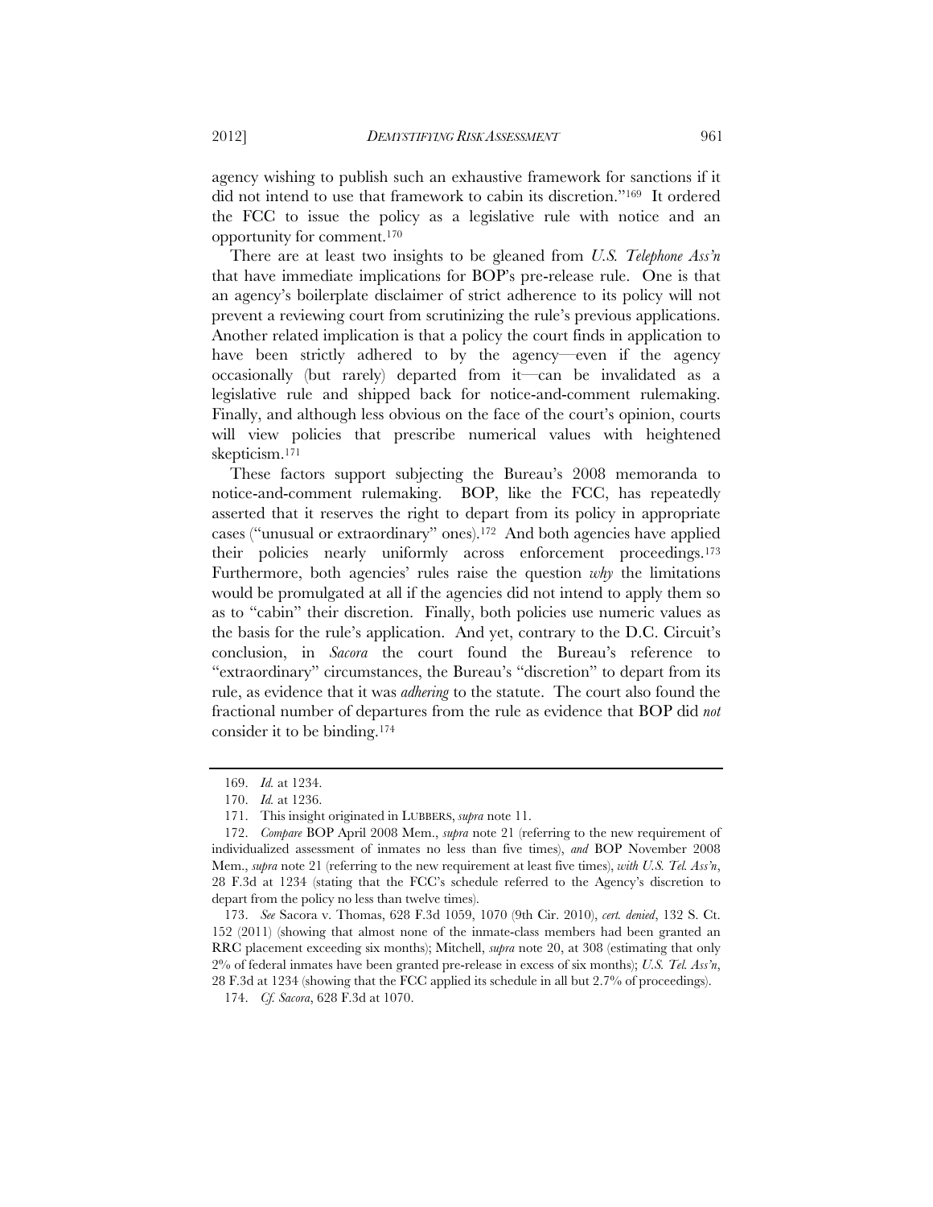agency wishing to publish such an exhaustive framework for sanctions if it did not intend to use that framework to cabin its discretion."[169] It ordered the FCC to issue the policy as a legislative rule with notice and an opportunity for comment.[170]

There are at least two insights to be gleaned from *U.S. Telephone Ass'n* that have immediate implications for BOP's pre-release rule. One is that an agency's boilerplate disclaimer of strict adherence to its policy will not prevent a reviewing court from scrutinizing the rule's previous applications. Another related implication is that a policy the court finds in application to have been strictly adhered to by the agency—even if the agency occasionally (but rarely) departed from it—can be invalidated as a legislative rule and shipped back for notice-and-comment rulemaking. Finally, and although less obvious on the face of the court's opinion, courts will view policies that prescribe numerical values with heightened skepticism.[171]

These factors support subjecting the Bureau's 2008 memoranda to notice-and-comment rulemaking. BOP, like the FCC, has repeatedly asserted that it reserves the right to depart from its policy in appropriate cases ("unusual or extraordinary" ones).[172] And both agencies have applied their policies nearly uniformly across enforcement proceedings.[173] Furthermore, both agencies' rules raise the question *why* the limitations would be promulgated at all if the agencies did not intend to apply them so as to "cabin" their discretion. Finally, both policies use numeric values as the basis for the rule's application. And yet, contrary to the D.C. Circuit's conclusion, in *Sacora* the court found the Bureau's reference to "extraordinary" circumstances, the Bureau's "discretion" to depart from its rule, as evidence that it was *adhering* to the statute. The court also found the fractional number of departures from the rule as evidence that BOP did *not* consider it to be binding.[174]

---

169. *Id.* at 1234.

170. *Id.* at 1236.

171. This insight originated in LUBBERS, *supra* note 11.

172. *Compare* BOP April 2008 Mem., *supra* note 21 (referring to the new requirement of individualized assessment of inmates no less than five times), *and* BOP November 2008 Mem., *supra* note 21 (referring to the new requirement at least five times), *with U.S. Tel. Ass'n*, 28 F.3d at 1234 (stating that the FCC's schedule referred to the Agency's discretion to depart from the policy no less than twelve times).

173. *See* Sacora v. Thomas, 628 F.3d 1059, 1070 (9th Cir. 2010), *cert. denied*, 132 S. Ct. 152 (2011) (showing that almost none of the inmate-class members had been granted an RRC placement exceeding six months); Mitchell, *supra* note 20, at 308 (estimating that only 2% of federal inmates have been granted pre-release in excess of six months); *U.S. Tel. Ass'n*, 28 F.3d at 1234 (showing that the FCC applied its schedule in all but 2.7% of proceedings).

174. *Cf. Sacora*, 628 F.3d at 1070.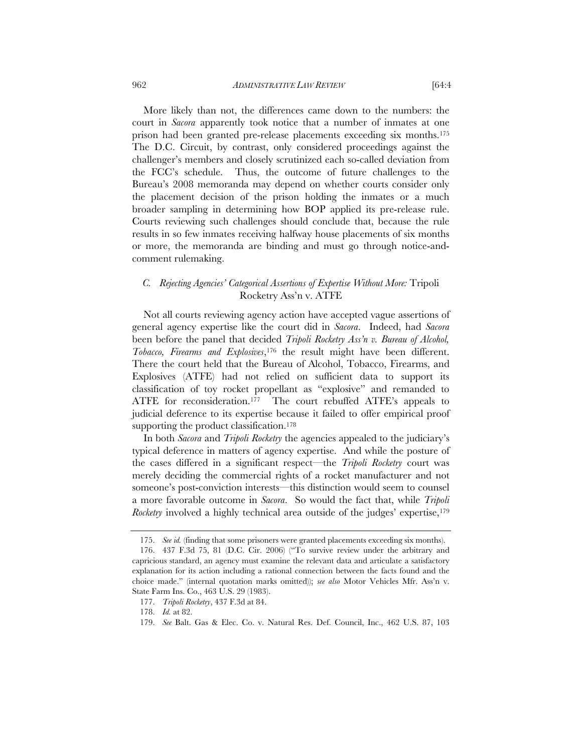More likely than not, the differences came down to the numbers: the court in *Sacora* apparently took notice that a number of inmates at one prison had been granted pre-release placements exceeding six months.[175] The D.C. Circuit, by contrast, only considered proceedings against the challenger's members and closely scrutinized each so-called deviation from the FCC's schedule. Thus, the outcome of future challenges to the Bureau's 2008 memoranda may depend on whether courts consider only the placement decision of the prison holding the inmates or a much broader sampling in determining how BOP applied its pre-release rule. Courts reviewing such challenges should conclude that, because the rule results in so few inmates receiving halfway house placements of six months or more, the memoranda are binding and must go through notice-and-comment rulemaking.

### *C. Rejecting Agencies' Categorical Assertions of Expertise Without More:* Tripoli Rocketry Ass'n v. ATFE

Not all courts reviewing agency action have accepted vague assertions of general agency expertise like the court did in *Sacora*. Indeed, had *Sacora* been before the panel that decided *Tripoli Rocketry Ass'n v. Bureau of Alcohol, Tobacco, Firearms and Explosives*,[176] the result might have been different. There the court held that the Bureau of Alcohol, Tobacco, Firearms, and Explosives (ATFE) had not relied on sufficient data to support its classification of toy rocket propellant as "explosive" and remanded to ATFE for reconsideration.[177] The court rebuffed ATFE's appeals to judicial deference to its expertise because it failed to offer empirical proof supporting the product classification.[178]

In both *Sacora* and *Tripoli Rocketry* the agencies appealed to the judiciary's typical deference in matters of agency expertise. And while the posture of the cases differed in a significant respect—the *Tripoli Rocketry* court was merely deciding the commercial rights of a rocket manufacturer and not someone's post-conviction interests—this distinction would seem to counsel a more favorable outcome in *Sacora*. So would the fact that, while *Tripoli Rocketry* involved a highly technical area outside of the judges' expertise,[179]

---

175. *See id.* (finding that some prisoners were granted placements exceeding six months).

176. 437 F.3d 75, 81 (D.C. Cir. 2006) ("To survive review under the arbitrary and capricious standard, an agency must examine the relevant data and articulate a satisfactory explanation for its action including a rational connection between the facts found and the choice made." (internal quotation marks omitted)); *see also* Motor Vehicles Mfr. Ass'n v. State Farm Ins. Co., 463 U.S. 29 (1983).

177. *Tripoli Rocketry*, 437 F.3d at 84.

178. *Id.* at 82.

179. *See* Balt. Gas & Elec. Co. v. Natural Res. Def. Council, Inc., 462 U.S. 87, 103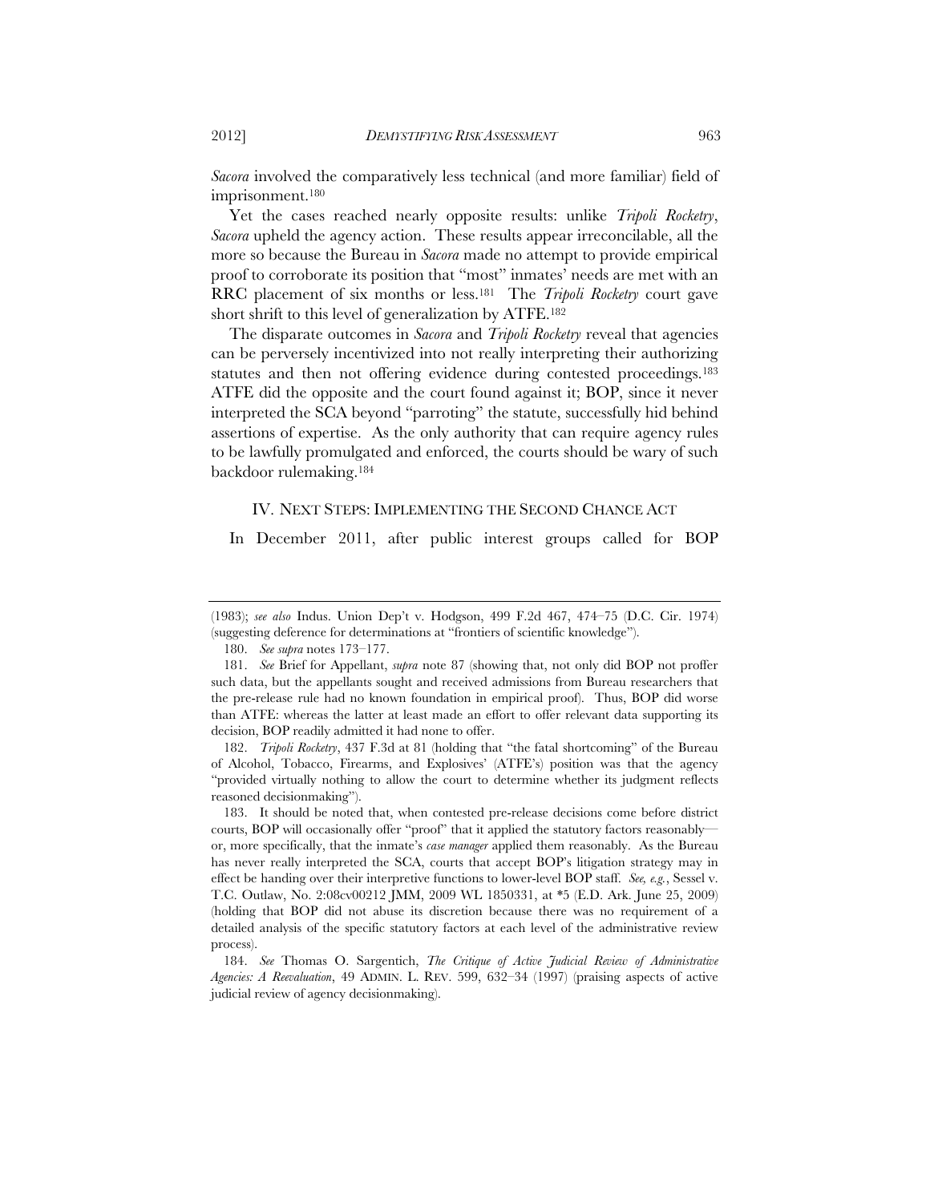*Sacora* involved the comparatively less technical (and more familiar) field of imprisonment.[180]

Yet the cases reached nearly opposite results: unlike *Tripoli Rocketry*, *Sacora* upheld the agency action. These results appear irreconcilable, all the more so because the Bureau in *Sacora* made no attempt to provide empirical proof to corroborate its position that "most" inmates' needs are met with an RRC placement of six months or less.[181] The *Tripoli Rocketry* court gave short shrift to this level of generalization by ATFE.[182]

The disparate outcomes in *Sacora* and *Tripoli Rocketry* reveal that agencies can be perversely incentivized into not really interpreting their authorizing statutes and then not offering evidence during contested proceedings.[183] ATFE did the opposite and the court found against it; BOP, since it never interpreted the SCA beyond "parroting" the statute, successfully hid behind assertions of expertise. As the only authority that can require agency rules to be lawfully promulgated and enforced, the courts should be wary of such backdoor rulemaking.[184]

## IV. NEXT STEPS: IMPLEMENTING THE SECOND CHANCE ACT

In December 2011, after public interest groups called for BOP

---

(1983); *see also* Indus. Union Dep't v. Hodgson, 499 F.2d 467, 474–75 (D.C. Cir. 1974) (suggesting deference for determinations at "frontiers of scientific knowledge").

180. *See supra* notes 173–177.

181. *See* Brief for Appellant, *supra* note 87 (showing that, not only did BOP not proffer such data, but the appellants sought and received admissions from Bureau researchers that the pre-release rule had no known foundation in empirical proof). Thus, BOP did worse than ATFE: whereas the latter at least made an effort to offer relevant data supporting its decision, BOP readily admitted it had none to offer.

182. *Tripoli Rocketry*, 437 F.3d at 81 (holding that "the fatal shortcoming" of the Bureau of Alcohol, Tobacco, Firearms, and Explosives' (ATFE's) position was that the agency "provided virtually nothing to allow the court to determine whether its judgment reflects reasoned decisionmaking").

183. It should be noted that, when contested pre-release decisions come before district courts, BOP will occasionally offer "proof" that it applied the statutory factors reasonably—or, more specifically, that the inmate's *case manager* applied them reasonably. As the Bureau has never really interpreted the SCA, courts that accept BOP's litigation strategy may in effect be handing over their interpretive functions to lower-level BOP staff. *See, e.g.*, Sessel v. T.C. Outlaw, No. 2:08cv00212 JMM, 2009 WL 1850331, at *5 (E.D. Ark. June 25, 2009) (holding that BOP did not abuse its discretion because there was no requirement of a detailed analysis of the specific statutory factors at each level of the administrative review process).

184. *See* Thomas O. Sargentich, *The Critique of Active Judicial Review of Administrative Agencies: A Reevaluation*, 49 ADMIN. L. REV. 599, 632–34 (1997) (praising aspects of active judicial review of agency decisionmaking).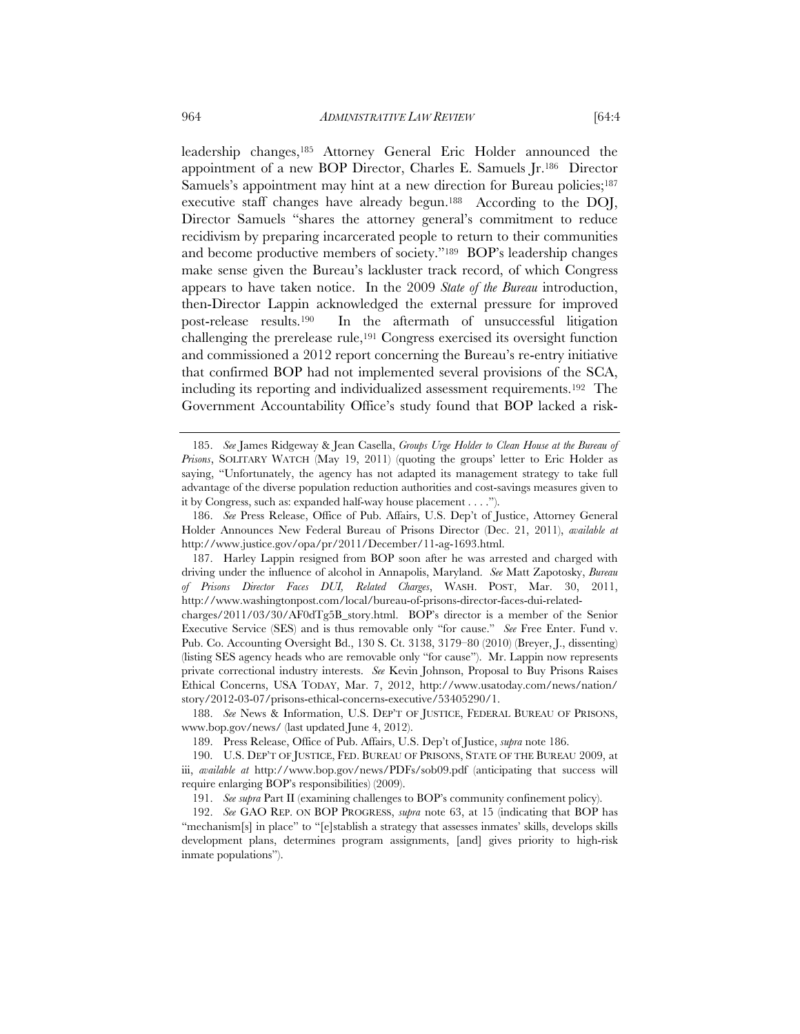leadership changes,[185] Attorney General Eric Holder announced the appointment of a new BOP Director, Charles E. Samuels Jr.[186] Director Samuels's appointment may hint at a new direction for Bureau policies;[187] executive staff changes have already begun.[188] According to the DOJ, Director Samuels "shares the attorney general's commitment to reduce recidivism by preparing incarcerated people to return to their communities and become productive members of society."[189] BOP's leadership changes make sense given the Bureau's lackluster track record, of which Congress appears to have taken notice. In the 2009 *State of the Bureau* introduction, then-Director Lappin acknowledged the external pressure for improved post-release results.[190] In the aftermath of unsuccessful litigation challenging the prerelease rule,[191] Congress exercised its oversight function and commissioned a 2012 report concerning the Bureau's re-entry initiative that confirmed BOP had not implemented several provisions of the SCA, including its reporting and individualized assessment requirements.[192] The Government Accountability Office's study found that BOP lacked a risk-

---

185. *See* James Ridgeway & Jean Casella, *Groups Urge Holder to Clean House at the Bureau of Prisons*, SOLITARY WATCH (May 19, 2011) (quoting the groups' letter to Eric Holder as saying, "Unfortunately, the agency has not adapted its management strategy to take full advantage of the diverse population reduction authorities and cost-savings measures given to it by Congress, such as: expanded half-way house placement . . . .").

186. *See* Press Release, Office of Pub. Affairs, U.S. Dep't of Justice, Attorney General Holder Announces New Federal Bureau of Prisons Director (Dec. 21, 2011), *available at* http://www.justice.gov/opa/pr/2011/December/11-ag-1693.html.

187. Harley Lappin resigned from BOP soon after he was arrested and charged with driving under the influence of alcohol in Annapolis, Maryland. *See* Matt Zapotosky, *Bureau of Prisons Director Faces DUI, Related Charges*, WASH. POST, Mar. 30, 2011, http://www.washingtonpost.com/local/bureau-of-prisons-director-faces-dui-related-charges/2011/03/30/AF0dTg5B_story.html. BOP's director is a member of the Senior Executive Service (SES) and is thus removable only "for cause." *See* Free Enter. Fund v. Pub. Co. Accounting Oversight Bd., 130 S. Ct. 3138, 3179–80 (2010) (Breyer, J., dissenting) (listing SES agency heads who are removable only "for cause"). Mr. Lappin now represents private correctional industry interests. *See* Kevin Johnson, Proposal to Buy Prisons Raises Ethical Concerns, USA TODAY, Mar. 7, 2012, http://www.usatoday.com/news/nation/story/2012-03-07/prisons-ethical-concerns-executive/53405290/1.

188. *See* News & Information, U.S. DEP'T OF JUSTICE, FEDERAL BUREAU OF PRISONS, www.bop.gov/news/ (last updated June 4, 2012).

189. Press Release, Office of Pub. Affairs, U.S. Dep't of Justice, *supra* note 186.

190. U.S. DEP'T OF JUSTICE, FED. BUREAU OF PRISONS, STATE OF THE BUREAU 2009, at iii, *available at* http://www.bop.gov/news/PDFs/sob09.pdf (anticipating that success will require enlarging BOP's responsibilities) (2009).

191. *See supra* Part II (examining challenges to BOP's community confinement policy).

192. *See* GAO REP. ON BOP PROGRESS, *supra* note 63, at 15 (indicating that BOP has "mechanism[s] in place" to "[e]stablish a strategy that assesses inmates' skills, develops skills development plans, determines program assignments, [and] gives priority to high-risk inmate populations").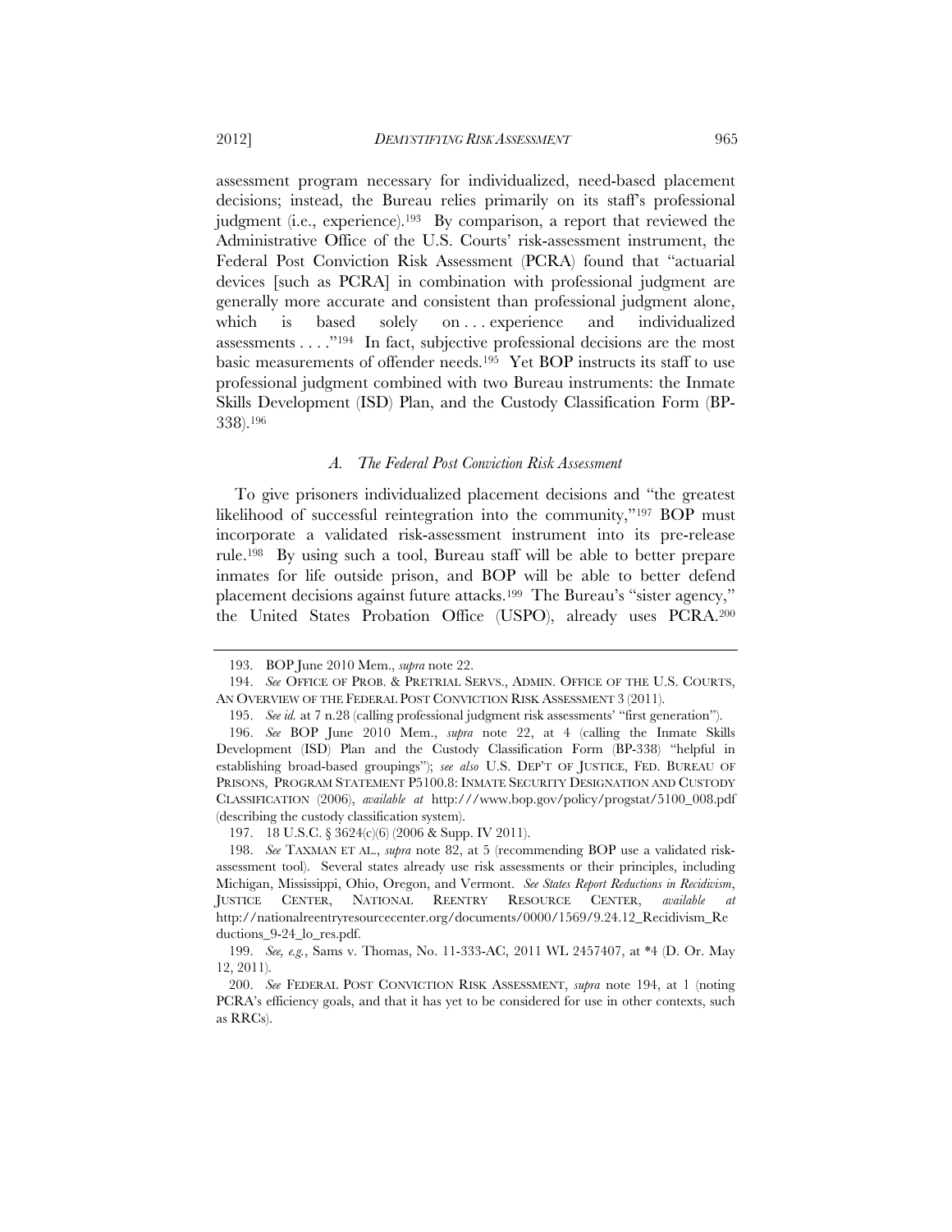assessment program necessary for individualized, need-based placement decisions; instead, the Bureau relies primarily on its staff's professional judgment (i.e., experience).[193] By comparison, a report that reviewed the Administrative Office of the U.S. Courts' risk-assessment instrument, the Federal Post Conviction Risk Assessment (PCRA) found that "actuarial devices [such as PCRA] in combination with professional judgment are generally more accurate and consistent than professional judgment alone, which is based solely on . . . experience and individualized assessments . . . ."[194] In fact, subjective professional decisions are the most basic measurements of offender needs.[195] Yet BOP instructs its staff to use professional judgment combined with two Bureau instruments: the Inmate Skills Development (ISD) Plan, and the Custody Classification Form (BP-338).[196]

### *A. The Federal Post Conviction Risk Assessment*

To give prisoners individualized placement decisions and "the greatest likelihood of successful reintegration into the community,"[197] BOP must incorporate a validated risk-assessment instrument into its pre-release rule.[198] By using such a tool, Bureau staff will be able to better prepare inmates for life outside prison, and BOP will be able to better defend placement decisions against future attacks.[199] The Bureau's "sister agency," the United States Probation Office (USPO), already uses PCRA.[200]

---

193. BOP June 2010 Mem., *supra* note 22.

194. *See* OFFICE OF PROB. & PRETRIAL SERVS., ADMIN. OFFICE OF THE U.S. COURTS, AN OVERVIEW OF THE FEDERAL POST CONVICTION RISK ASSESSMENT 3 (2011).

195. *See id.* at 7 n.28 (calling professional judgment risk assessments' "first generation").

196. *See* BOP June 2010 Mem., *supra* note 22, at 4 (calling the Inmate Skills Development (ISD) Plan and the Custody Classification Form (BP-338) "helpful in establishing broad-based groupings"); *see also* U.S. DEP'T OF JUSTICE, FED. BUREAU OF PRISONS, PROGRAM STATEMENT P5100.8: INMATE SECURITY DESIGNATION AND CUSTODY CLASSIFICATION (2006), *available at* http:///www.bop.gov/policy/progstat/5100_008.pdf (describing the custody classification system).

197. 18 U.S.C. § 3624(c)(6) (2006 & Supp. IV 2011).

198. *See* TAXMAN ET AL., *supra* note 82, at 5 (recommending BOP use a validated risk-assessment tool). Several states already use risk assessments or their principles, including Michigan, Mississippi, Ohio, Oregon, and Vermont. *See States Report Reductions in Recidivism*, JUSTICE CENTER, NATIONAL REENTRY RESOURCE CENTER, *available at* http://nationalreentryresourcecenter.org/documents/0000/1569/9.24.12_Recidivism_Reductions_9-24_lo_res.pdf.

199. *See, e.g.*, Sams v. Thomas, No. 11-333-AC, 2011 WL 2457407, at *4 (D. Or. May 12, 2011).

200. *See* FEDERAL POST CONVICTION RISK ASSESSMENT, *supra* note 194, at 1 (noting PCRA's efficiency goals, and that it has yet to be considered for use in other contexts, such as RRCs).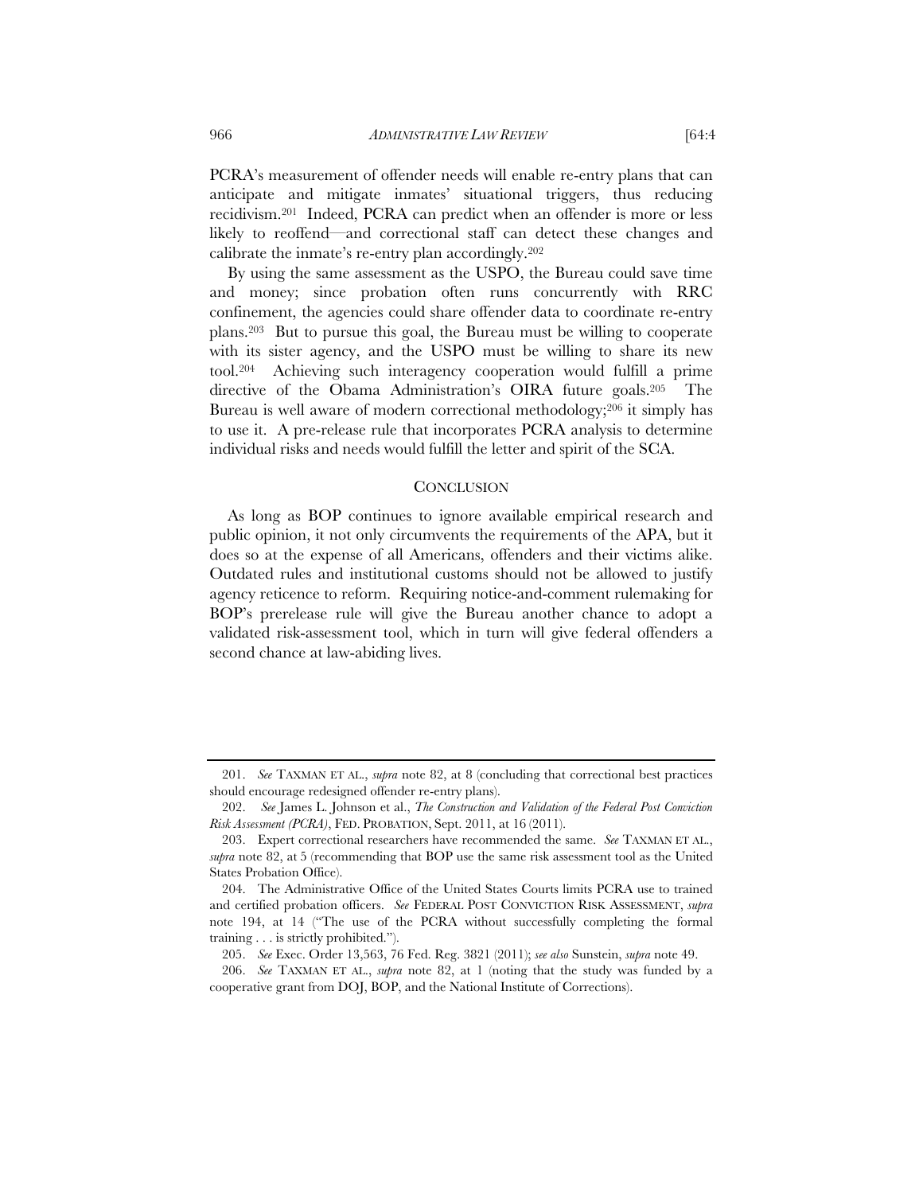PCRA's measurement of offender needs will enable re-entry plans that can anticipate and mitigate inmates' situational triggers, thus reducing recidivism.[201] Indeed, PCRA can predict when an offender is more or less likely to reoffend—and correctional staff can detect these changes and calibrate the inmate's re-entry plan accordingly.[202]

By using the same assessment as the USPO, the Bureau could save time and money; since probation often runs concurrently with RRC confinement, the agencies could share offender data to coordinate re-entry plans.[203] But to pursue this goal, the Bureau must be willing to cooperate with its sister agency, and the USPO must be willing to share its new tool.[204] Achieving such interagency cooperation would fulfill a prime directive of the Obama Administration's OIRA future goals.[205] The Bureau is well aware of modern correctional methodology;[206] it simply has to use it. A pre-release rule that incorporates PCRA analysis to determine individual risks and needs would fulfill the letter and spirit of the SCA.

## CONCLUSION

As long as BOP continues to ignore available empirical research and public opinion, it not only circumvents the requirements of the APA, but it does so at the expense of all Americans, offenders and their victims alike. Outdated rules and institutional customs should not be allowed to justify agency reticence to reform. Requiring notice-and-comment rulemaking for BOP's prerelease rule will give the Bureau another chance to adopt a validated risk-assessment tool, which in turn will give federal offenders a second chance at law-abiding lives.

---

201. *See* TAXMAN ET AL., *supra* note 82, at 8 (concluding that correctional best practices should encourage redesigned offender re-entry plans).

202. *See* James L. Johnson et al., *The Construction and Validation of the Federal Post Conviction Risk Assessment (PCRA)*, FED. PROBATION, Sept. 2011, at 16 (2011).

203. Expert correctional researchers have recommended the same. *See* TAXMAN ET AL., *supra* note 82, at 5 (recommending that BOP use the same risk assessment tool as the United States Probation Office).

204. The Administrative Office of the United States Courts limits PCRA use to trained and certified probation officers. *See* FEDERAL POST CONVICTION RISK ASSESSMENT, *supra* note 194, at 14 ("The use of the PCRA without successfully completing the formal training . . . is strictly prohibited.").

205. *See* Exec. Order 13,563, 76 Fed. Reg. 3821 (2011); *see also* Sunstein, *supra* note 49.

206. *See* TAXMAN ET AL., *supra* note 82, at 1 (noting that the study was funded by a cooperative grant from DOJ, BOP, and the National Institute of Corrections).